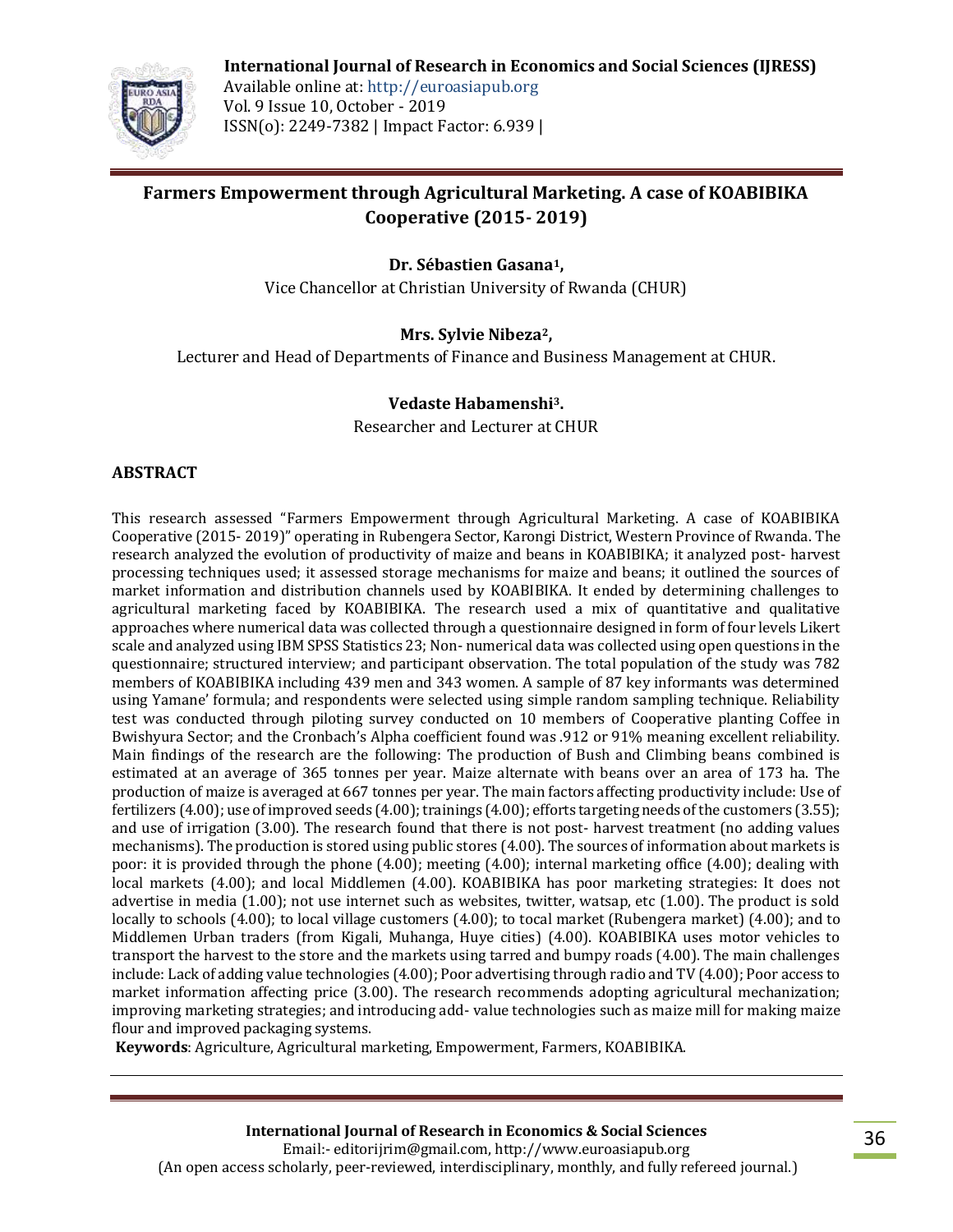# Farmers Empowerment through Agricultural Marketing. A case of KOABIBIKA Cooperative (2015- 2019)

**Dr. Sébastien Gasana[1],**

Vice Chancellor at Christian University of Rwanda (CHUR)

**Mrs. Sylvie Nibeza[2],**

Lecturer and Head of Departments of Finance and Business Management at CHUR.

**Vedaste Habamenshi[3].**

Researcher and Lecturer at CHUR

## ABSTRACT

This research assessed "Farmers Empowerment through Agricultural Marketing. A case of KOABIBIKA Cooperative (2015- 2019)" operating in Rubengera Sector, Karongi District, Western Province of Rwanda. The research analyzed the evolution of productivity of maize and beans in KOABIBIKA; it analyzed post- harvest processing techniques used; it assessed storage mechanisms for maize and beans; it outlined the sources of market information and distribution channels used by KOABIBIKA. It ended by determining challenges to agricultural marketing faced by KOABIBIKA. The research used a mix of quantitative and qualitative approaches where numerical data was collected through a questionnaire designed in form of four levels Likert scale and analyzed using IBM SPSS Statistics 23; Non- numerical data was collected using open questions in the questionnaire; structured interview; and participant observation. The total population of the study was 782 members of KOABIBIKA including 439 men and 343 women. A sample of 87 key informants was determined using Yamane' formula; and respondents were selected using simple random sampling technique. Reliability test was conducted through piloting survey conducted on 10 members of Cooperative planting Coffee in Bwishyura Sector; and the Cronbach's Alpha coefficient found was .912 or 91% meaning excellent reliability. Main findings of the research are the following: The production of Bush and Climbing beans combined is estimated at an average of 365 tonnes per year. Maize alternate with beans over an area of 173 ha. The production of maize is averaged at 667 tonnes per year. The main factors affecting productivity include: Use of fertilizers (4.00); use of improved seeds (4.00); trainings (4.00); efforts targeting needs of the customers (3.55); and use of irrigation (3.00). The research found that there is not post- harvest treatment (no adding values mechanisms). The production is stored using public stores (4.00). The sources of information about markets is poor: it is provided through the phone (4.00); meeting (4.00); internal marketing office (4.00); dealing with local markets (4.00); and local Middlemen (4.00). KOABIBIKA has poor marketing strategies: It does not advertise in media (1.00); not use internet such as websites, twitter, watsap, etc (1.00). The product is sold locally to schools (4.00); to local village customers (4.00); to tocal market (Rubengera market) (4.00); and to Middlemen Urban traders (from Kigali, Muhanga, Huye cities) (4.00). KOABIBIKA uses motor vehicles to transport the harvest to the store and the markets using tarred and bumpy roads (4.00). The main challenges include: Lack of adding value technologies (4.00); Poor advertising through radio and TV (4.00); Poor access to market information affecting price (3.00). The research recommends adopting agricultural mechanization; improving marketing strategies; and introducing add- value technologies such as maize mill for making maize flour and improved packaging systems.

**Keywords**: Agriculture, Agricultural marketing, Empowerment, Farmers, KOABIBIKA.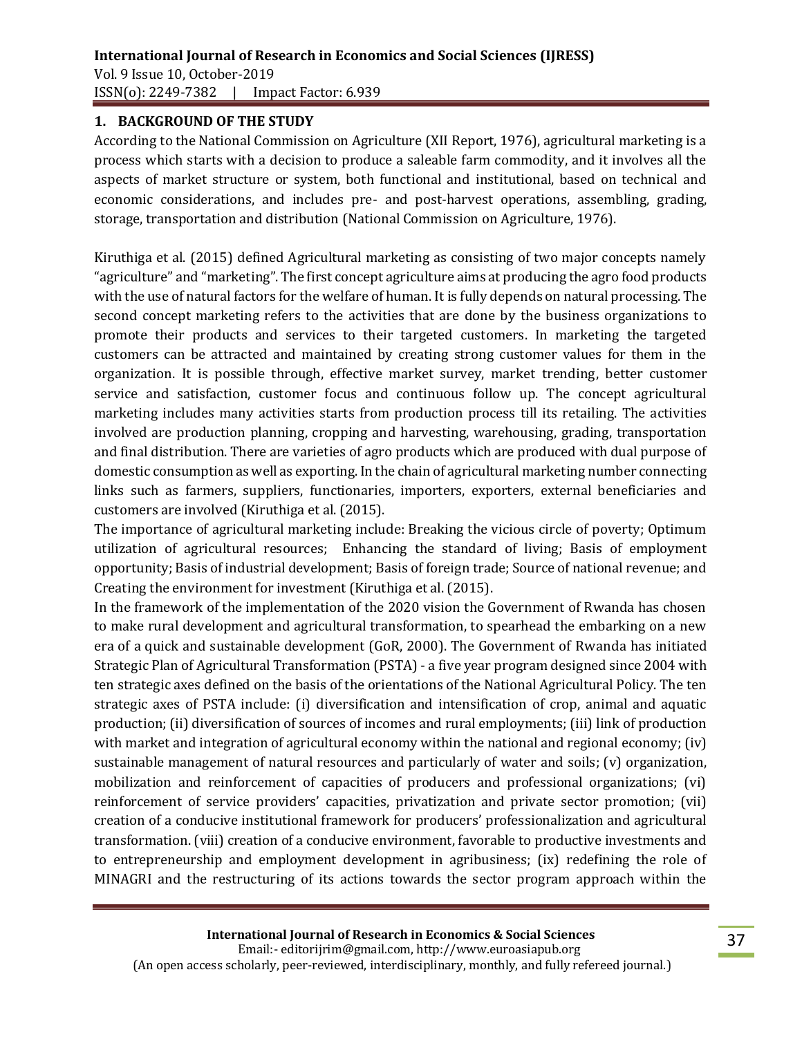## 1. BACKGROUND OF THE STUDY

According to the National Commission on Agriculture (XII Report, 1976), agricultural marketing is a process which starts with a decision to produce a saleable farm commodity, and it involves all the aspects of market structure or system, both functional and institutional, based on technical and economic considerations, and includes pre- and post-harvest operations, assembling, grading, storage, transportation and distribution (National Commission on Agriculture, 1976).

Kiruthiga et al. (2015) defined Agricultural marketing as consisting of two major concepts namely "agriculture" and "marketing". The first concept agriculture aims at producing the agro food products with the use of natural factors for the welfare of human. It is fully depends on natural processing. The second concept marketing refers to the activities that are done by the business organizations to promote their products and services to their targeted customers. In marketing the targeted customers can be attracted and maintained by creating strong customer values for them in the organization. It is possible through, effective market survey, market trending, better customer service and satisfaction, customer focus and continuous follow up. The concept agricultural marketing includes many activities starts from production process till its retailing. The activities involved are production planning, cropping and harvesting, warehousing, grading, transportation and final distribution. There are varieties of agro products which are produced with dual purpose of domestic consumption as well as exporting. In the chain of agricultural marketing number connecting links such as farmers, suppliers, functionaries, importers, exporters, external beneficiaries and customers are involved (Kiruthiga et al. (2015).

The importance of agricultural marketing include: Breaking the vicious circle of poverty; Optimum utilization of agricultural resources; Enhancing the standard of living; Basis of employment opportunity; Basis of industrial development; Basis of foreign trade; Source of national revenue; and Creating the environment for investment (Kiruthiga et al. (2015).

In the framework of the implementation of the 2020 vision the Government of Rwanda has chosen to make rural development and agricultural transformation, to spearhead the embarking on a new era of a quick and sustainable development (GoR, 2000). The Government of Rwanda has initiated Strategic Plan of Agricultural Transformation (PSTA) - a five year program designed since 2004 with ten strategic axes defined on the basis of the orientations of the National Agricultural Policy. The ten strategic axes of PSTA include: (i) diversification and intensification of crop, animal and aquatic production; (ii) diversification of sources of incomes and rural employments; (iii) link of production with market and integration of agricultural economy within the national and regional economy; (iv) sustainable management of natural resources and particularly of water and soils; (v) organization, mobilization and reinforcement of capacities of producers and professional organizations; (vi) reinforcement of service providers' capacities, privatization and private sector promotion; (vii) creation of a conducive institutional framework for producers' professionalization and agricultural transformation. (viii) creation of a conducive environment, favorable to productive investments and to entrepreneurship and employment development in agribusiness; (ix) redefining the role of MINAGRI and the restructuring of its actions towards the sector program approach within the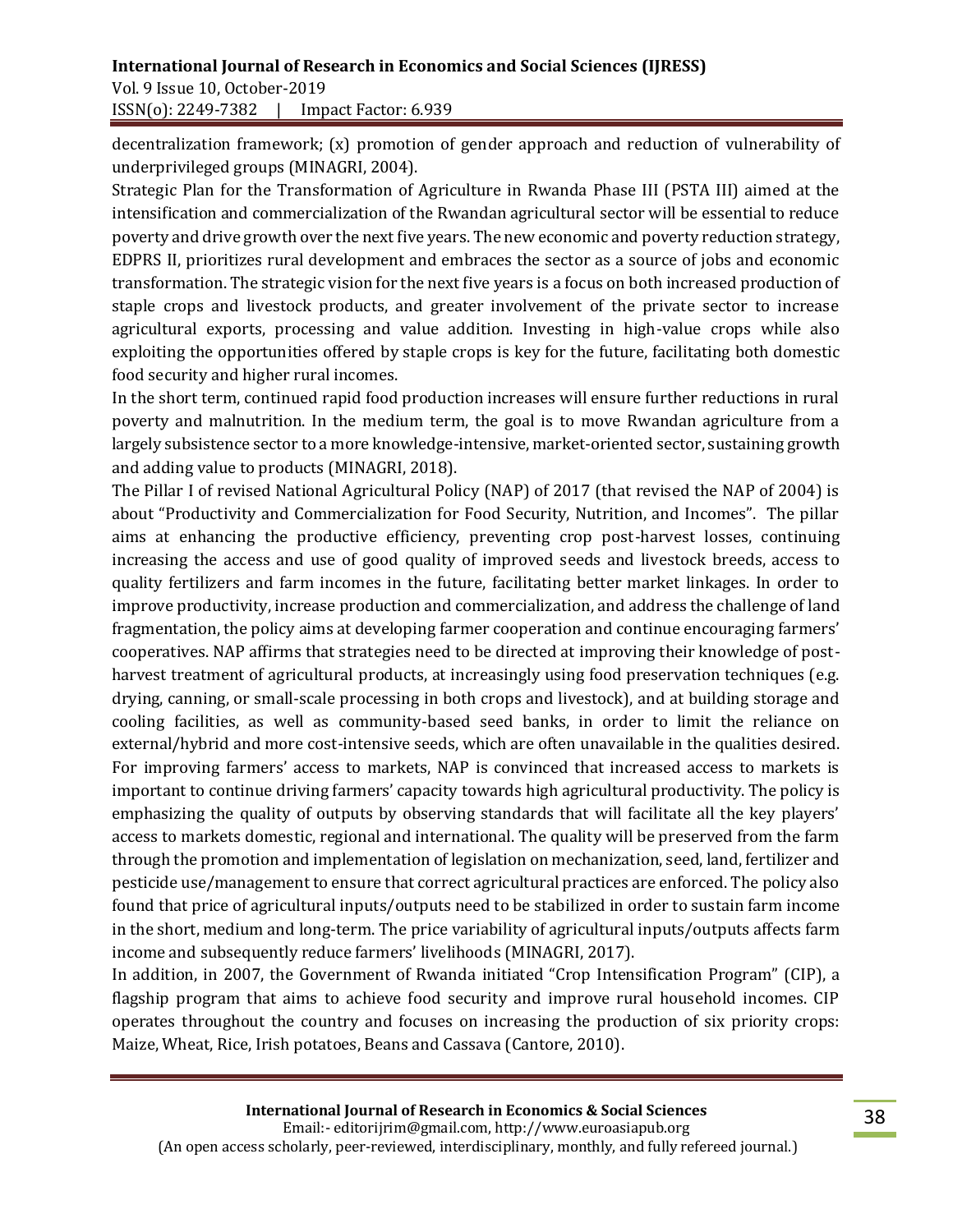decentralization framework; (x) promotion of gender approach and reduction of vulnerability of underprivileged groups (MINAGRI, 2004).

Strategic Plan for the Transformation of Agriculture in Rwanda Phase III (PSTA III) aimed at the intensification and commercialization of the Rwandan agricultural sector will be essential to reduce poverty and drive growth over the next five years. The new economic and poverty reduction strategy, EDPRS II, prioritizes rural development and embraces the sector as a source of jobs and economic transformation. The strategic vision for the next five years is a focus on both increased production of staple crops and livestock products, and greater involvement of the private sector to increase agricultural exports, processing and value addition. Investing in high-value crops while also exploiting the opportunities offered by staple crops is key for the future, facilitating both domestic food security and higher rural incomes.

In the short term, continued rapid food production increases will ensure further reductions in rural poverty and malnutrition. In the medium term, the goal is to move Rwandan agriculture from a largely subsistence sector to a more knowledge-intensive, market-oriented sector, sustaining growth and adding value to products (MINAGRI, 2018).

The Pillar I of revised National Agricultural Policy (NAP) of 2017 (that revised the NAP of 2004) is about "Productivity and Commercialization for Food Security, Nutrition, and Incomes". The pillar aims at enhancing the productive efficiency, preventing crop post-harvest losses, continuing increasing the access and use of good quality of improved seeds and livestock breeds, access to quality fertilizers and farm incomes in the future, facilitating better market linkages. In order to improve productivity, increase production and commercialization, and address the challenge of land fragmentation, the policy aims at developing farmer cooperation and continue encouraging farmers' cooperatives. NAP affirms that strategies need to be directed at improving their knowledge of post-harvest treatment of agricultural products, at increasingly using food preservation techniques (e.g. drying, canning, or small-scale processing in both crops and livestock), and at building storage and cooling facilities, as well as community-based seed banks, in order to limit the reliance on external/hybrid and more cost-intensive seeds, which are often unavailable in the qualities desired. For improving farmers' access to markets, NAP is convinced that increased access to markets is important to continue driving farmers' capacity towards high agricultural productivity. The policy is emphasizing the quality of outputs by observing standards that will facilitate all the key players' access to markets domestic, regional and international. The quality will be preserved from the farm through the promotion and implementation of legislation on mechanization, seed, land, fertilizer and pesticide use/management to ensure that correct agricultural practices are enforced. The policy also found that price of agricultural inputs/outputs need to be stabilized in order to sustain farm income in the short, medium and long-term. The price variability of agricultural inputs/outputs affects farm income and subsequently reduce farmers' livelihoods (MINAGRI, 2017).

In addition, in 2007, the Government of Rwanda initiated "Crop Intensification Program" (CIP), a flagship program that aims to achieve food security and improve rural household incomes. CIP operates throughout the country and focuses on increasing the production of six priority crops: Maize, Wheat, Rice, Irish potatoes, Beans and Cassava (Cantore, 2010).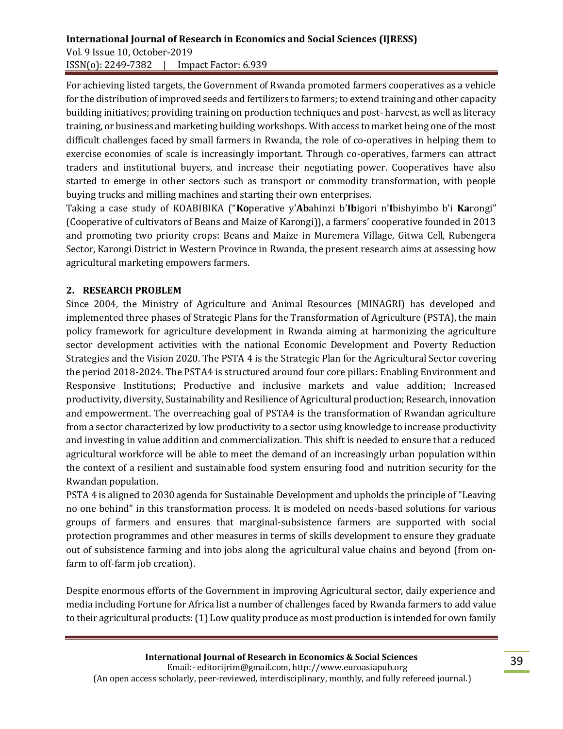For achieving listed targets, the Government of Rwanda promoted farmers cooperatives as a vehicle for the distribution of improved seeds and fertilizers to farmers; to extend training and other capacity building initiatives; providing training on production techniques and post- harvest, as well as literacy training, or business and marketing building workshops. With access to market being one of the most difficult challenges faced by small farmers in Rwanda, the role of co-operatives in helping them to exercise economies of scale is increasingly important. Through co-operatives, farmers can attract traders and institutional buyers, and increase their negotiating power. Cooperatives have also started to emerge in other sectors such as transport or commodity transformation, with people buying trucks and milling machines and starting their own enterprises.

Taking a case study of KOABIBIKA ("**Ko**perative y'**Ab**ahinzi b'**Ib**igori n'**I**bishyimbo b'i **Ka**rongi" (Cooperative of cultivators of Beans and Maize of Karongi)), a farmers' cooperative founded in 2013 and promoting two priority crops: Beans and Maize in Muremera Village, Gitwa Cell, Rubengera Sector, Karongi District in Western Province in Rwanda, the present research aims at assessing how agricultural marketing empowers farmers.

## 2. RESEARCH PROBLEM

Since 2004, the Ministry of Agriculture and Animal Resources (MINAGRI) has developed and implemented three phases of Strategic Plans for the Transformation of Agriculture (PSTA), the main policy framework for agriculture development in Rwanda aiming at harmonizing the agriculture sector development activities with the national Economic Development and Poverty Reduction Strategies and the Vision 2020. The PSTA 4 is the Strategic Plan for the Agricultural Sector covering the period 2018-2024. The PSTA4 is structured around four core pillars: Enabling Environment and Responsive Institutions; Productive and inclusive markets and value addition; Increased productivity, diversity, Sustainability and Resilience of Agricultural production; Research, innovation and empowerment. The overreaching goal of PSTA4 is the transformation of Rwandan agriculture from a sector characterized by low productivity to a sector using knowledge to increase productivity and investing in value addition and commercialization. This shift is needed to ensure that a reduced agricultural workforce will be able to meet the demand of an increasingly urban population within the context of a resilient and sustainable food system ensuring food and nutrition security for the Rwandan population.

PSTA 4 is aligned to 2030 agenda for Sustainable Development and upholds the principle of "Leaving no one behind" in this transformation process. It is modeled on needs-based solutions for various groups of farmers and ensures that marginal-subsistence farmers are supported with social protection programmes and other measures in terms of skills development to ensure they graduate out of subsistence farming and into jobs along the agricultural value chains and beyond (from on-farm to off-farm job creation).

Despite enormous efforts of the Government in improving Agricultural sector, daily experience and media including Fortune for Africa list a number of challenges faced by Rwanda farmers to add value to their agricultural products: (1) Low quality produce as most production is intended for own family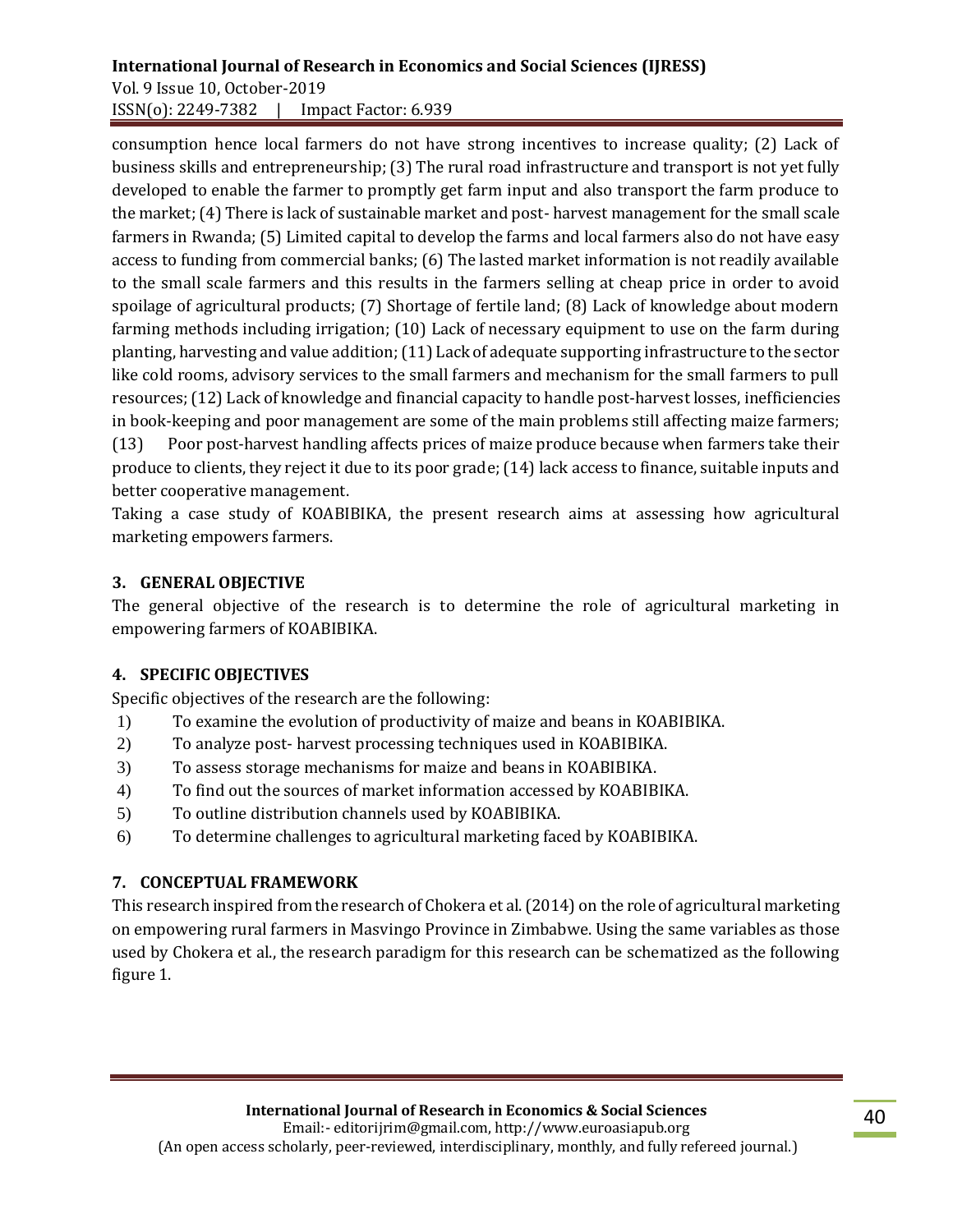consumption hence local farmers do not have strong incentives to increase quality; (2) Lack of business skills and entrepreneurship; (3) The rural road infrastructure and transport is not yet fully developed to enable the farmer to promptly get farm input and also transport the farm produce to the market; (4) There is lack of sustainable market and post- harvest management for the small scale farmers in Rwanda; (5) Limited capital to develop the farms and local farmers also do not have easy access to funding from commercial banks; (6) The lasted market information is not readily available to the small scale farmers and this results in the farmers selling at cheap price in order to avoid spoilage of agricultural products; (7) Shortage of fertile land; (8) Lack of knowledge about modern farming methods including irrigation; (10) Lack of necessary equipment to use on the farm during planting, harvesting and value addition; (11) Lack of adequate supporting infrastructure to the sector like cold rooms, advisory services to the small farmers and mechanism for the small farmers to pull resources; (12) Lack of knowledge and financial capacity to handle post-harvest losses, inefficiencies in book-keeping and poor management are some of the main problems still affecting maize farmers; (13) Poor post-harvest handling affects prices of maize produce because when farmers take their produce to clients, they reject it due to its poor grade; (14) lack access to finance, suitable inputs and better cooperative management.

Taking a case study of KOABIBIKA, the present research aims at assessing how agricultural marketing empowers farmers.

## 3. GENERAL OBJECTIVE

The general objective of the research is to determine the role of agricultural marketing in empowering farmers of KOABIBIKA.

## 4. SPECIFIC OBJECTIVES

Specific objectives of the research are the following:

1) To examine the evolution of productivity of maize and beans in KOABIBIKA.
2) To analyze post- harvest processing techniques used in KOABIBIKA.
3) To assess storage mechanisms for maize and beans in KOABIBIKA.
4) To find out the sources of market information accessed by KOABIBIKA.
5) To outline distribution channels used by KOABIBIKA.
6) To determine challenges to agricultural marketing faced by KOABIBIKA.

## 7. CONCEPTUAL FRAMEWORK

This research inspired from the research of Chokera et al. (2014) on the role of agricultural marketing on empowering rural farmers in Masvingo Province in Zimbabwe. Using the same variables as those used by Chokera et al., the research paradigm for this research can be schematized as the following figure 1.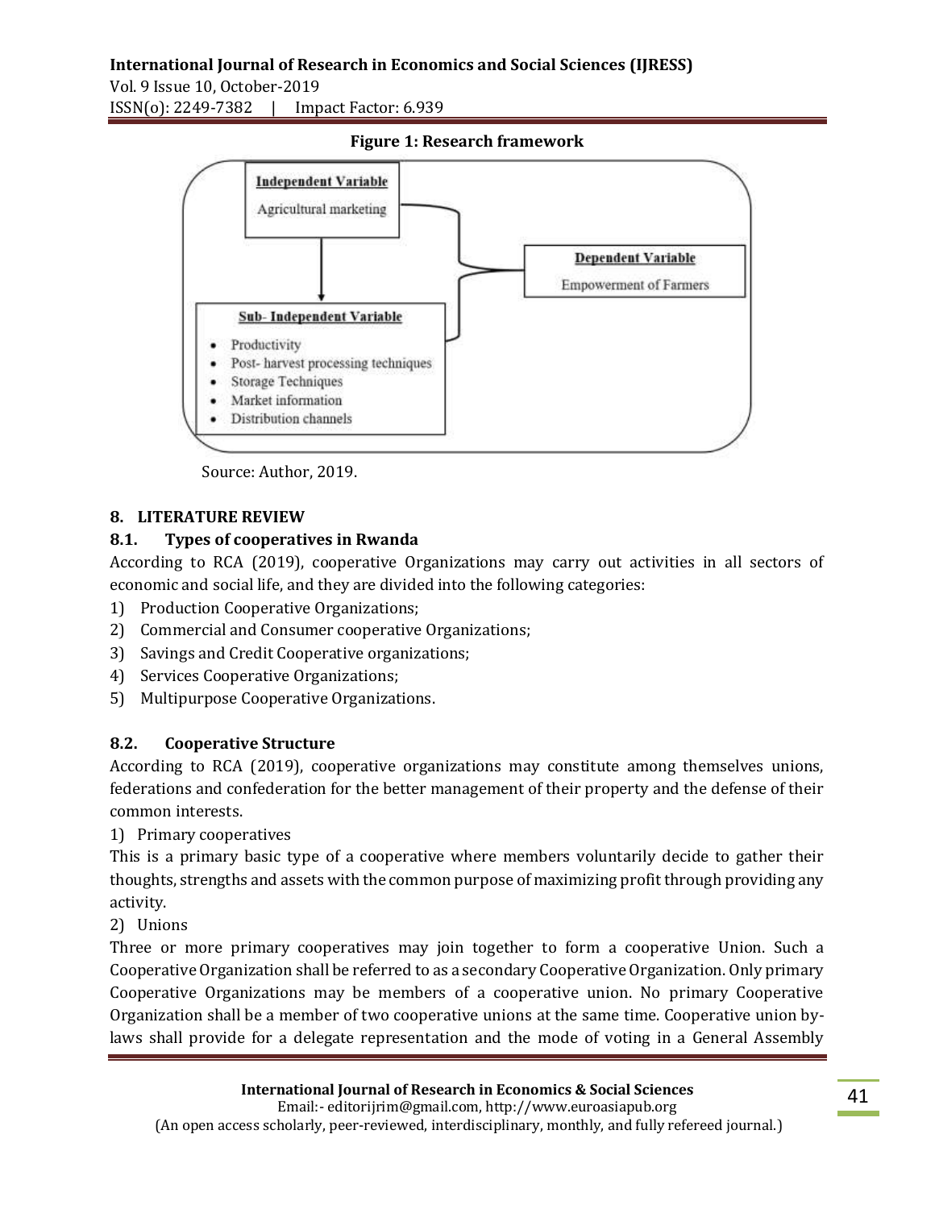**Figure 1: Research framework**

**Independent Variable**

Agricultural marketing

**Dependent Variable**

Empowerment of Farmers

**Sub- Independent Variable**

- Productivity
- Post- harvest processing techniques
- Storage Techniques
- Market information
- Distribution channels

Source: Author, 2019.

## 8. LITERATURE REVIEW

### 8.1. Types of cooperatives in Rwanda

According to RCA (2019), cooperative Organizations may carry out activities in all sectors of economic and social life, and they are divided into the following categories:

1) Production Cooperative Organizations;
2) Commercial and Consumer cooperative Organizations;
3) Savings and Credit Cooperative organizations;
4) Services Cooperative Organizations;
5) Multipurpose Cooperative Organizations.

### 8.2. Cooperative Structure

According to RCA (2019), cooperative organizations may constitute among themselves unions, federations and confederation for the better management of their property and the defense of their common interests.

1) Primary cooperatives

This is a primary basic type of a cooperative where members voluntarily decide to gather their thoughts, strengths and assets with the common purpose of maximizing profit through providing any activity.

2) Unions

Three or more primary cooperatives may join together to form a cooperative Union. Such a Cooperative Organization shall be referred to as a secondary Cooperative Organization. Only primary Cooperative Organizations may be members of a cooperative union. No primary Cooperative Organization shall be a member of two cooperative unions at the same time. Cooperative union by-laws shall provide for a delegate representation and the mode of voting in a General Assembly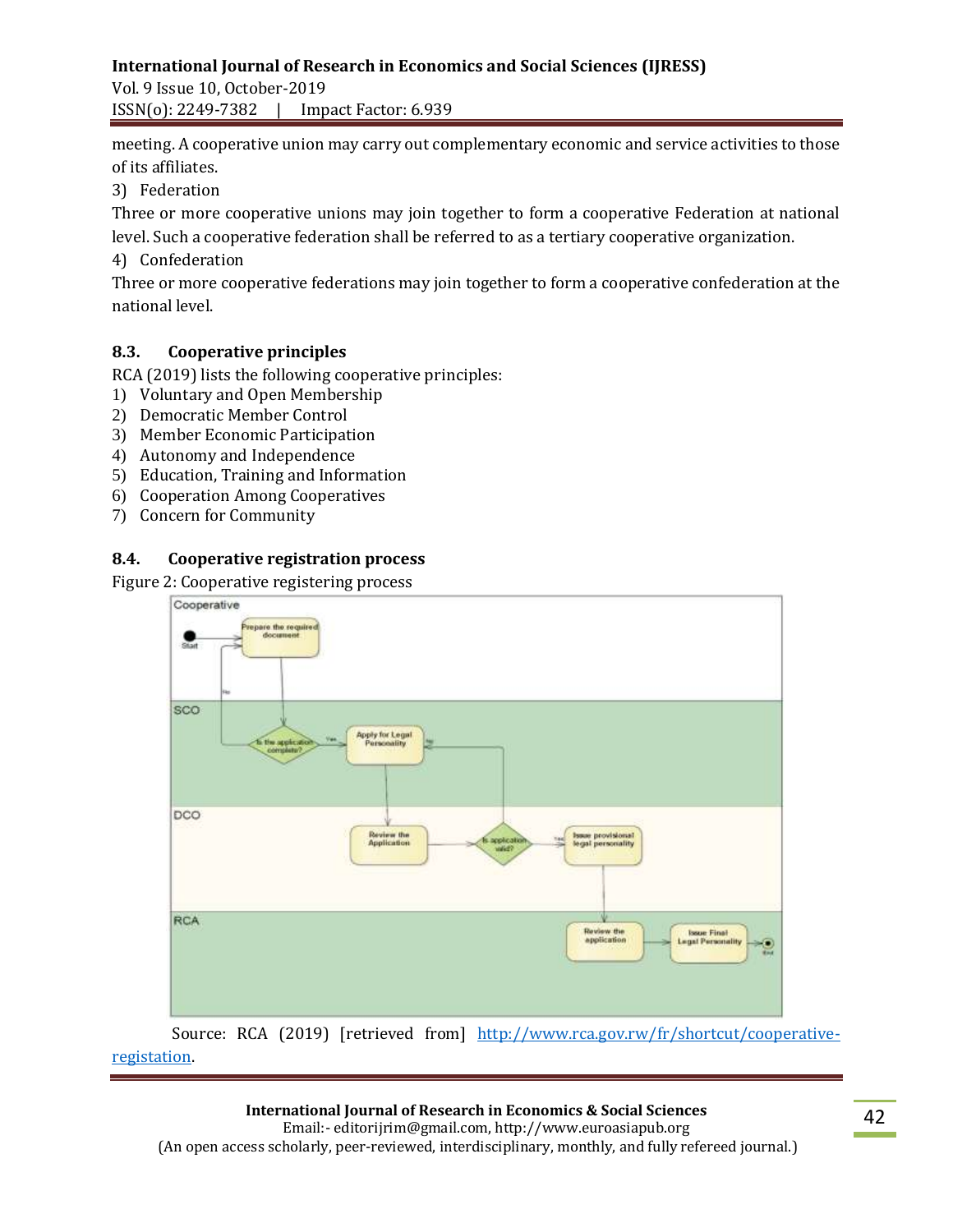meeting. A cooperative union may carry out complementary economic and service activities to those of its affiliates.

3) Federation

Three or more cooperative unions may join together to form a cooperative Federation at national level. Such a cooperative federation shall be referred to as a tertiary cooperative organization.

4) Confederation

Three or more cooperative federations may join together to form a cooperative confederation at the national level.

### 8.3. Cooperative principles

RCA (2019) lists the following cooperative principles:

1) Voluntary and Open Membership
2) Democratic Member Control
3) Member Economic Participation
4) Autonomy and Independence
5) Education, Training and Information
6) Cooperation Among Cooperatives
7) Concern for Community

### 8.4. Cooperative registration process

Figure 2: Cooperative registering process

Source: RCA (2019) [retrieved from] http://www.rca.gov.rw/fr/shortcut/cooperative-registation.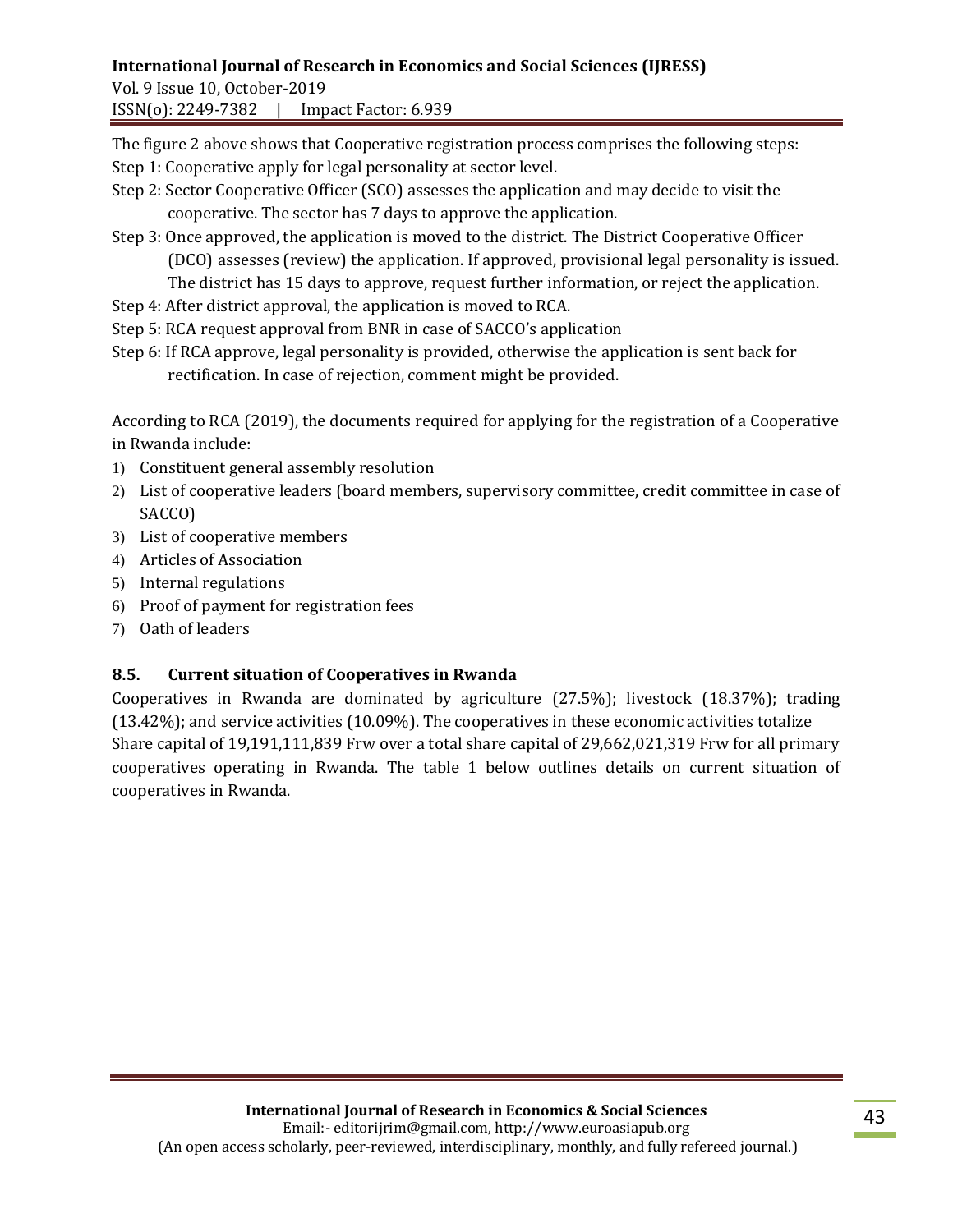The figure 2 above shows that Cooperative registration process comprises the following steps:

Step 1: Cooperative apply for legal personality at sector level.

Step 2: Sector Cooperative Officer (SCO) assesses the application and may decide to visit the cooperative. The sector has 7 days to approve the application.

Step 3: Once approved, the application is moved to the district. The District Cooperative Officer (DCO) assesses (review) the application. If approved, provisional legal personality is issued. The district has 15 days to approve, request further information, or reject the application.

Step 4: After district approval, the application is moved to RCA.

Step 5: RCA request approval from BNR in case of SACCO's application

Step 6: If RCA approve, legal personality is provided, otherwise the application is sent back for rectification. In case of rejection, comment might be provided.

According to RCA (2019), the documents required for applying for the registration of a Cooperative in Rwanda include:

1) Constituent general assembly resolution
2) List of cooperative leaders (board members, supervisory committee, credit committee in case of SACCO)
3) List of cooperative members
4) Articles of Association
5) Internal regulations
6) Proof of payment for registration fees
7) Oath of leaders

### 8.5. Current situation of Cooperatives in Rwanda

Cooperatives in Rwanda are dominated by agriculture (27.5%); livestock (18.37%); trading (13.42%); and service activities (10.09%). The cooperatives in these economic activities totalize Share capital of 19,191,111,839 Frw over a total share capital of 29,662,021,319 Frw for all primary cooperatives operating in Rwanda. The table 1 below outlines details on current situation of cooperatives in Rwanda.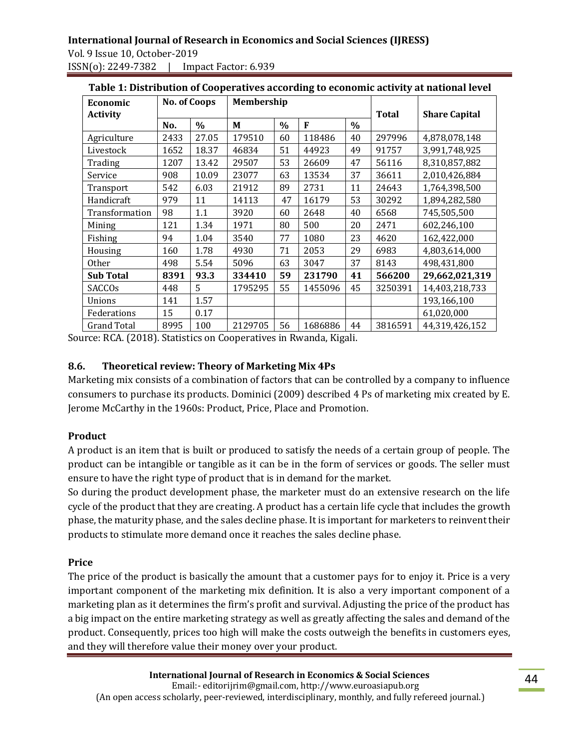**Table 1: Distribution of Cooperatives according to economic activity at national level**

| Economic Activity | No. of Coops | | Membership | | | | Total | Share Capital |
|---|---|---|---|---|---|---|---|---|
| | No. | % | M | % | F | % | | |
| Agriculture | 2433 | 27.05 | 179510 | 60 | 118486 | 40 | 297996 | 4,878,078,148 |
| Livestock | 1652 | 18.37 | 46834 | 51 | 44923 | 49 | 91757 | 3,991,748,925 |
| Trading | 1207 | 13.42 | 29507 | 53 | 26609 | 47 | 56116 | 8,310,857,882 |
| Service | 908 | 10.09 | 23077 | 63 | 13534 | 37 | 36611 | 2,010,426,884 |
| Transport | 542 | 6.03 | 21912 | 89 | 2731 | 11 | 24643 | 1,764,398,500 |
| Handicraft | 979 | 11 | 14113 | 47 | 16179 | 53 | 30292 | 1,894,282,580 |
| Transformation | 98 | 1.1 | 3920 | 60 | 2648 | 40 | 6568 | 745,505,500 |
| Mining | 121 | 1.34 | 1971 | 80 | 500 | 20 | 2471 | 602,246,100 |
| Fishing | 94 | 1.04 | 3540 | 77 | 1080 | 23 | 4620 | 162,422,000 |
| Housing | 160 | 1.78 | 4930 | 71 | 2053 | 29 | 6983 | 4,803,614,000 |
| Other | 498 | 5.54 | 5096 | 63 | 3047 | 37 | 8143 | 498,431,800 |
| **Sub Total** | **8391** | **93.3** | **334410** | **59** | **231790** | **41** | **566200** | **29,662,021,319** |
| SACCOs | 448 | 5 | 1795295 | 55 | 1455096 | 45 | 3250391 | 14,403,218,733 |
| Unions | 141 | 1.57 | | | | | | 193,166,100 |
| Federations | 15 | 0.17 | | | | | | 61,020,000 |
| Grand Total | 8995 | 100 | 2129705 | 56 | 1686886 | 44 | 3816591 | 44,319,426,152 |

Source: RCA. (2018). Statistics on Cooperatives in Rwanda, Kigali.

### 8.6. Theoretical review: Theory of Marketing Mix 4Ps

Marketing mix consists of a combination of factors that can be controlled by a company to influence consumers to purchase its products. Dominici (2009) described 4 Ps of marketing mix created by E. Jerome McCarthy in the 1960s: Product, Price, Place and Promotion.

**Product**

A product is an item that is built or produced to satisfy the needs of a certain group of people. The product can be intangible or tangible as it can be in the form of services or goods. The seller must ensure to have the right type of product that is in demand for the market.

So during the product development phase, the marketer must do an extensive research on the life cycle of the product that they are creating. A product has a certain life cycle that includes the growth phase, the maturity phase, and the sales decline phase. It is important for marketers to reinvent their products to stimulate more demand once it reaches the sales decline phase.

**Price**

The price of the product is basically the amount that a customer pays for to enjoy it. Price is a very important component of the marketing mix definition. It is also a very important component of a marketing plan as it determines the firm's profit and survival. Adjusting the price of the product has a big impact on the entire marketing strategy as well as greatly affecting the sales and demand of the product. Consequently, prices too high will make the costs outweigh the benefits in customers eyes, and they will therefore value their money over your product.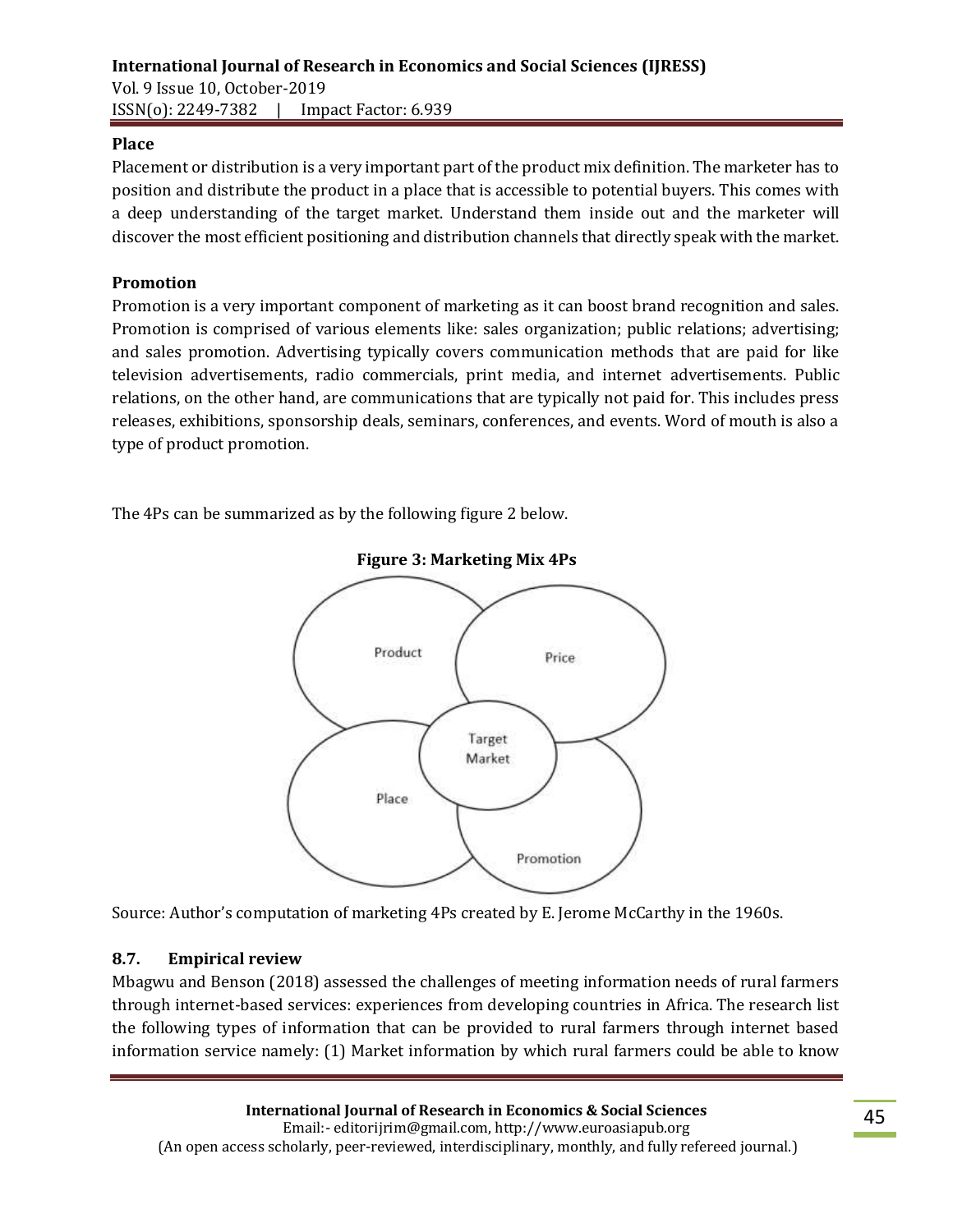## Place

Placement or distribution is a very important part of the product mix definition. The marketer has to position and distribute the product in a place that is accessible to potential buyers. This comes with a deep understanding of the target market. Understand them inside out and the marketer will discover the most efficient positioning and distribution channels that directly speak with the market.

## Promotion

Promotion is a very important component of marketing as it can boost brand recognition and sales. Promotion is comprised of various elements like: sales organization; public relations; advertising; and sales promotion. Advertising typically covers communication methods that are paid for like television advertisements, radio commercials, print media, and internet advertisements. Public relations, on the other hand, are communications that are typically not paid for. This includes press releases, exhibitions, sponsorship deals, seminars, conferences, and events. Word of mouth is also a type of product promotion.

The 4Ps can be summarized as by the following figure 2 below.

**Figure 3: Marketing Mix 4Ps**

Product

Price

Target Market

Place

Promotion

Source: Author's computation of marketing 4Ps created by E. Jerome McCarthy in the 1960s.

## 8.7. Empirical review

Mbagwu and Benson (2018) assessed the challenges of meeting information needs of rural farmers through internet-based services: experiences from developing countries in Africa. The research list the following types of information that can be provided to rural farmers through internet based information service namely: (1) Market information by which rural farmers could be able to know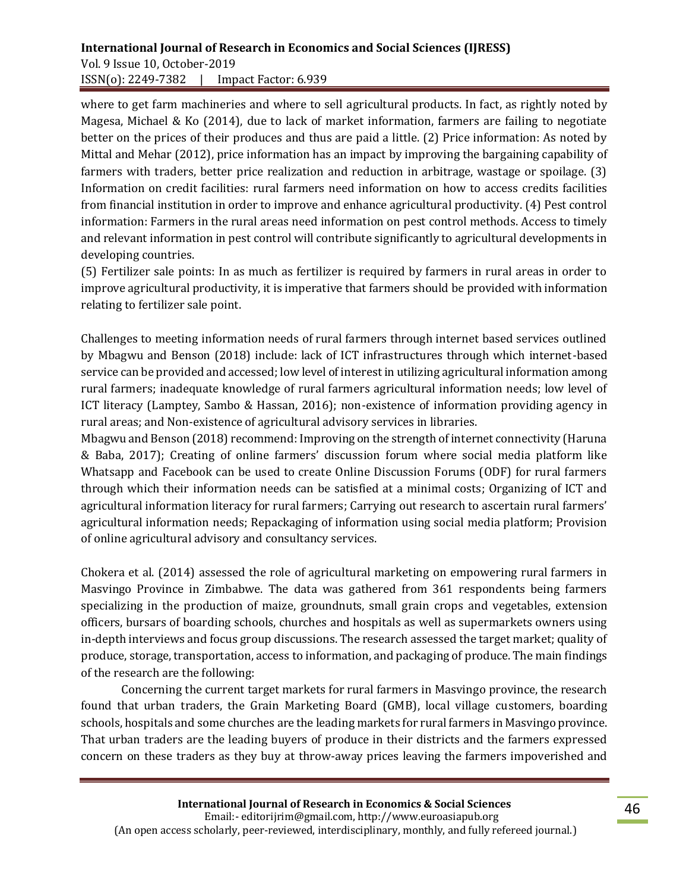where to get farm machineries and where to sell agricultural products. In fact, as rightly noted by Magesa, Michael & Ko (2014), due to lack of market information, farmers are failing to negotiate better on the prices of their produces and thus are paid a little. (2) Price information: As noted by Mittal and Mehar (2012), price information has an impact by improving the bargaining capability of farmers with traders, better price realization and reduction in arbitrage, wastage or spoilage. (3) Information on credit facilities: rural farmers need information on how to access credits facilities from financial institution in order to improve and enhance agricultural productivity. (4) Pest control information: Farmers in the rural areas need information on pest control methods. Access to timely and relevant information in pest control will contribute significantly to agricultural developments in developing countries.

(5) Fertilizer sale points: In as much as fertilizer is required by farmers in rural areas in order to improve agricultural productivity, it is imperative that farmers should be provided with information relating to fertilizer sale point.

Challenges to meeting information needs of rural farmers through internet based services outlined by Mbagwu and Benson (2018) include: lack of ICT infrastructures through which internet-based service can be provided and accessed; low level of interest in utilizing agricultural information among rural farmers; inadequate knowledge of rural farmers agricultural information needs; low level of ICT literacy (Lamptey, Sambo & Hassan, 2016); non-existence of information providing agency in rural areas; and Non-existence of agricultural advisory services in libraries.

Mbagwu and Benson (2018) recommend: Improving on the strength of internet connectivity (Haruna & Baba, 2017); Creating of online farmers' discussion forum where social media platform like Whatsapp and Facebook can be used to create Online Discussion Forums (ODF) for rural farmers through which their information needs can be satisfied at a minimal costs; Organizing of ICT and agricultural information literacy for rural farmers; Carrying out research to ascertain rural farmers' agricultural information needs; Repackaging of information using social media platform; Provision of online agricultural advisory and consultancy services.

Chokera et al. (2014) assessed the role of agricultural marketing on empowering rural farmers in Masvingo Province in Zimbabwe. The data was gathered from 361 respondents being farmers specializing in the production of maize, groundnuts, small grain crops and vegetables, extension officers, bursars of boarding schools, churches and hospitals as well as supermarkets owners using in-depth interviews and focus group discussions. The research assessed the target market; quality of produce, storage, transportation, access to information, and packaging of produce. The main findings of the research are the following:

Concerning the current target markets for rural farmers in Masvingo province, the research found that urban traders, the Grain Marketing Board (GMB), local village customers, boarding schools, hospitals and some churches are the leading markets for rural farmers in Masvingo province. That urban traders are the leading buyers of produce in their districts and the farmers expressed concern on these traders as they buy at throw-away prices leaving the farmers impoverished and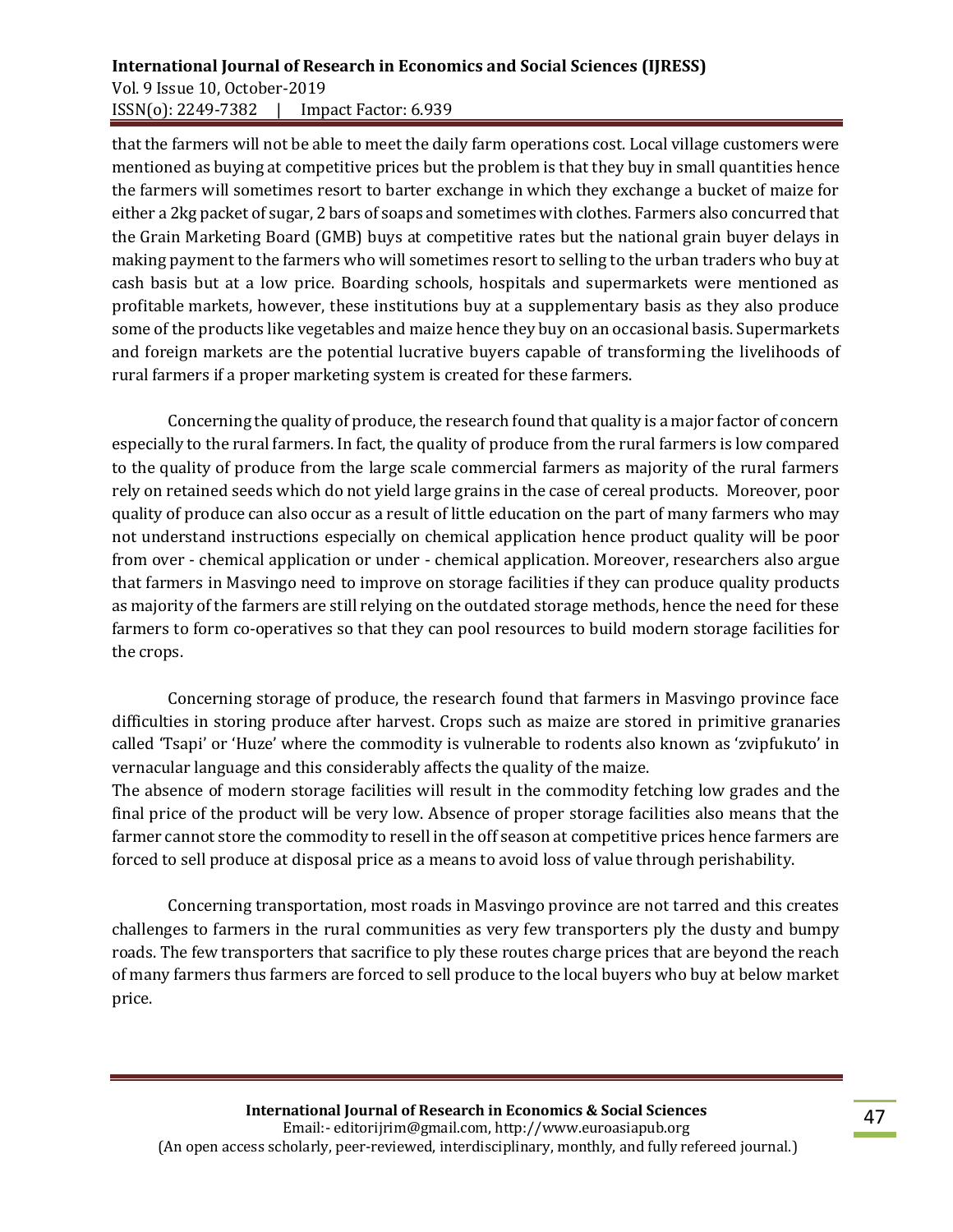that the farmers will not be able to meet the daily farm operations cost. Local village customers were mentioned as buying at competitive prices but the problem is that they buy in small quantities hence the farmers will sometimes resort to barter exchange in which they exchange a bucket of maize for either a 2kg packet of sugar, 2 bars of soaps and sometimes with clothes. Farmers also concurred that the Grain Marketing Board (GMB) buys at competitive rates but the national grain buyer delays in making payment to the farmers who will sometimes resort to selling to the urban traders who buy at cash basis but at a low price. Boarding schools, hospitals and supermarkets were mentioned as profitable markets, however, these institutions buy at a supplementary basis as they also produce some of the products like vegetables and maize hence they buy on an occasional basis. Supermarkets and foreign markets are the potential lucrative buyers capable of transforming the livelihoods of rural farmers if a proper marketing system is created for these farmers.

Concerning the quality of produce, the research found that quality is a major factor of concern especially to the rural farmers. In fact, the quality of produce from the rural farmers is low compared to the quality of produce from the large scale commercial farmers as majority of the rural farmers rely on retained seeds which do not yield large grains in the case of cereal products. Moreover, poor quality of produce can also occur as a result of little education on the part of many farmers who may not understand instructions especially on chemical application hence product quality will be poor from over - chemical application or under - chemical application. Moreover, researchers also argue that farmers in Masvingo need to improve on storage facilities if they can produce quality products as majority of the farmers are still relying on the outdated storage methods, hence the need for these farmers to form co-operatives so that they can pool resources to build modern storage facilities for the crops.

Concerning storage of produce, the research found that farmers in Masvingo province face difficulties in storing produce after harvest. Crops such as maize are stored in primitive granaries called 'Tsapi' or 'Huze' where the commodity is vulnerable to rodents also known as 'zvipfukuto' in vernacular language and this considerably affects the quality of the maize.

The absence of modern storage facilities will result in the commodity fetching low grades and the final price of the product will be very low. Absence of proper storage facilities also means that the farmer cannot store the commodity to resell in the off season at competitive prices hence farmers are forced to sell produce at disposal price as a means to avoid loss of value through perishability.

Concerning transportation, most roads in Masvingo province are not tarred and this creates challenges to farmers in the rural communities as very few transporters ply the dusty and bumpy roads. The few transporters that sacrifice to ply these routes charge prices that are beyond the reach of many farmers thus farmers are forced to sell produce to the local buyers who buy at below market price.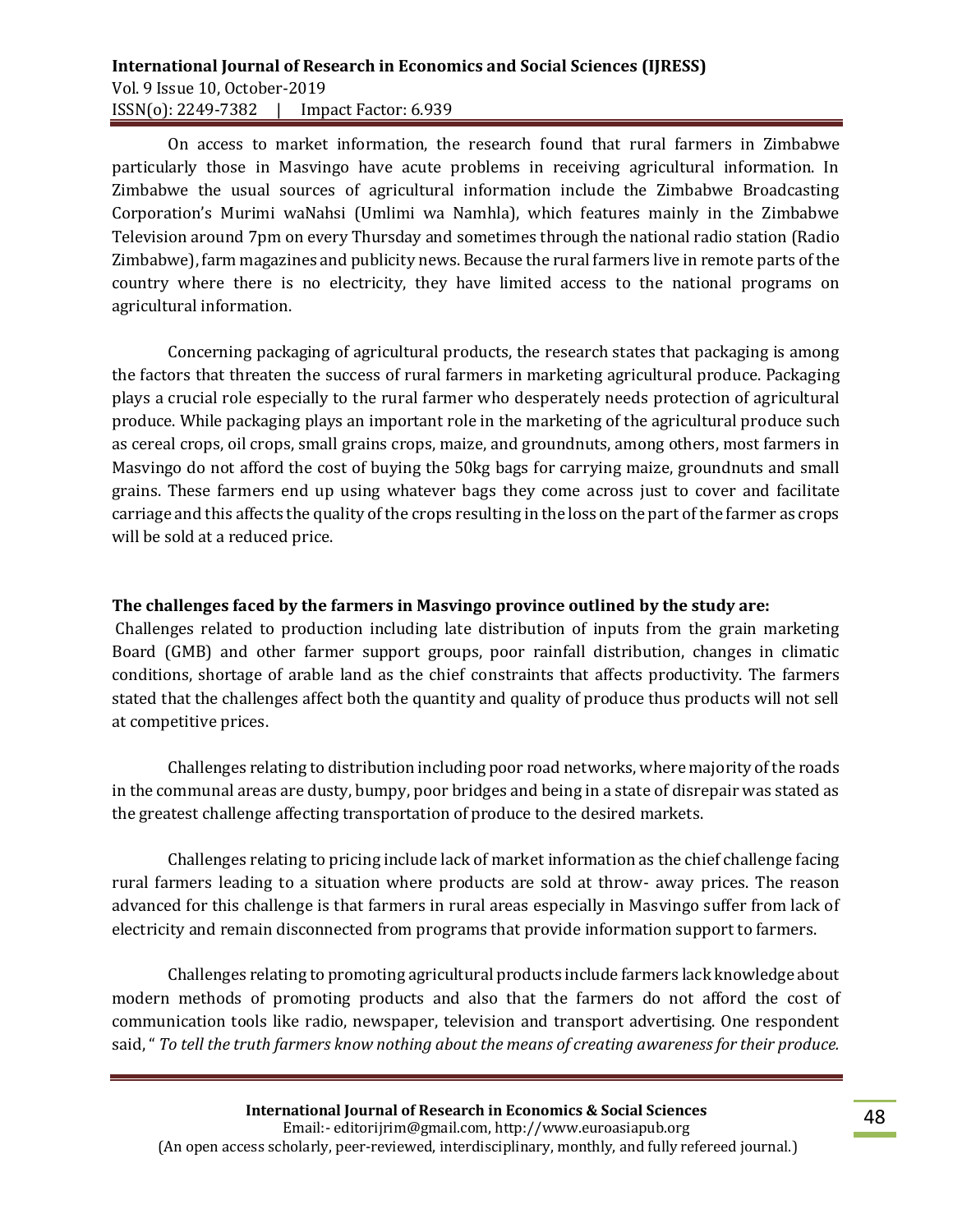On access to market information, the research found that rural farmers in Zimbabwe particularly those in Masvingo have acute problems in receiving agricultural information. In Zimbabwe the usual sources of agricultural information include the Zimbabwe Broadcasting Corporation's Murimi waNahsi (Umlimi wa Namhla), which features mainly in the Zimbabwe Television around 7pm on every Thursday and sometimes through the national radio station (Radio Zimbabwe), farm magazines and publicity news. Because the rural farmers live in remote parts of the country where there is no electricity, they have limited access to the national programs on agricultural information.

Concerning packaging of agricultural products, the research states that packaging is among the factors that threaten the success of rural farmers in marketing agricultural produce. Packaging plays a crucial role especially to the rural farmer who desperately needs protection of agricultural produce. While packaging plays an important role in the marketing of the agricultural produce such as cereal crops, oil crops, small grains crops, maize, and groundnuts, among others, most farmers in Masvingo do not afford the cost of buying the 50kg bags for carrying maize, groundnuts and small grains. These farmers end up using whatever bags they come across just to cover and facilitate carriage and this affects the quality of the crops resulting in the loss on the part of the farmer as crops will be sold at a reduced price.

**The challenges faced by the farmers in Masvingo province outlined by the study are:**

Challenges related to production including late distribution of inputs from the grain marketing Board (GMB) and other farmer support groups, poor rainfall distribution, changes in climatic conditions, shortage of arable land as the chief constraints that affects productivity. The farmers stated that the challenges affect both the quantity and quality of produce thus products will not sell at competitive prices.

Challenges relating to distribution including poor road networks, where majority of the roads in the communal areas are dusty, bumpy, poor bridges and being in a state of disrepair was stated as the greatest challenge affecting transportation of produce to the desired markets.

Challenges relating to pricing include lack of market information as the chief challenge facing rural farmers leading to a situation where products are sold at throw- away prices. The reason advanced for this challenge is that farmers in rural areas especially in Masvingo suffer from lack of electricity and remain disconnected from programs that provide information support to farmers.

Challenges relating to promoting agricultural products include farmers lack knowledge about modern methods of promoting products and also that the farmers do not afford the cost of communication tools like radio, newspaper, television and transport advertising. One respondent said, " *To tell the truth farmers know nothing about the means of creating awareness for their produce.*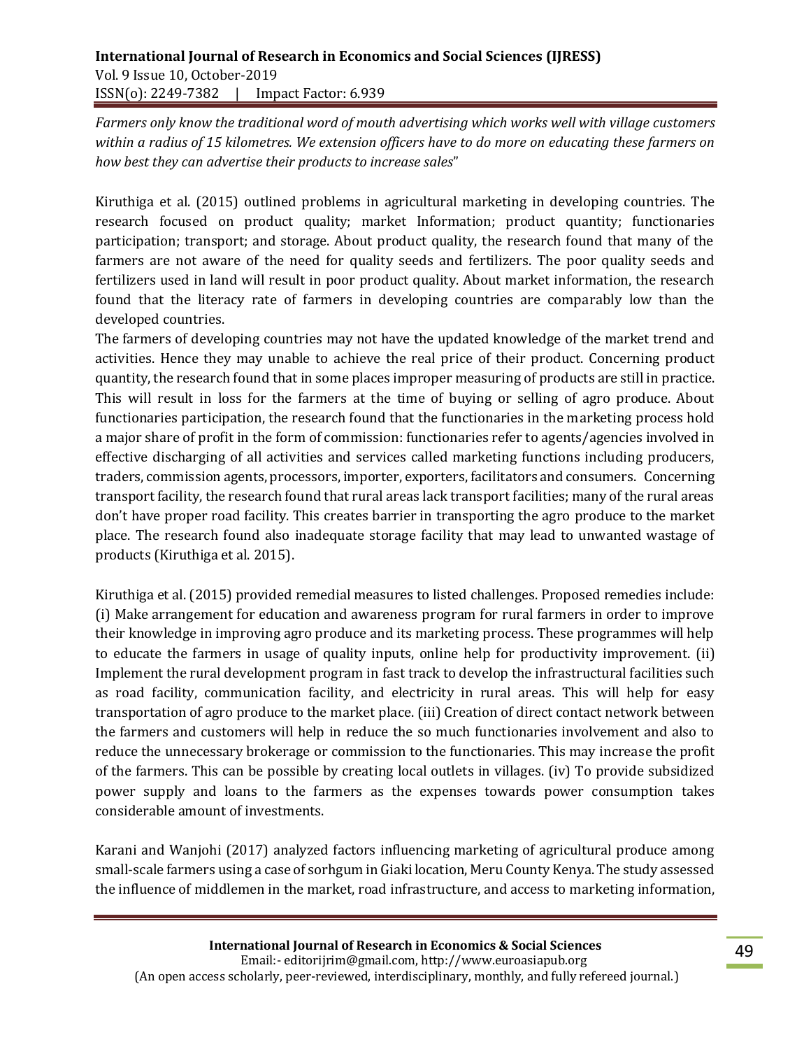*Farmers only know the traditional word of mouth advertising which works well with village customers within a radius of 15 kilometres. We extension officers have to do more on educating these farmers on how best they can advertise their products to increase sales*"

Kiruthiga et al. (2015) outlined problems in agricultural marketing in developing countries. The research focused on product quality; market Information; product quantity; functionaries participation; transport; and storage. About product quality, the research found that many of the farmers are not aware of the need for quality seeds and fertilizers. The poor quality seeds and fertilizers used in land will result in poor product quality. About market information, the research found that the literacy rate of farmers in developing countries are comparably low than the developed countries.

The farmers of developing countries may not have the updated knowledge of the market trend and activities. Hence they may unable to achieve the real price of their product. Concerning product quantity, the research found that in some places improper measuring of products are still in practice. This will result in loss for the farmers at the time of buying or selling of agro produce. About functionaries participation, the research found that the functionaries in the marketing process hold a major share of profit in the form of commission: functionaries refer to agents/agencies involved in effective discharging of all activities and services called marketing functions including producers, traders, commission agents, processors, importer, exporters, facilitators and consumers. Concerning transport facility, the research found that rural areas lack transport facilities; many of the rural areas don't have proper road facility. This creates barrier in transporting the agro produce to the market place. The research found also inadequate storage facility that may lead to unwanted wastage of products (Kiruthiga et al. 2015).

Kiruthiga et al. (2015) provided remedial measures to listed challenges. Proposed remedies include: (i) Make arrangement for education and awareness program for rural farmers in order to improve their knowledge in improving agro produce and its marketing process. These programmes will help to educate the farmers in usage of quality inputs, online help for productivity improvement. (ii) Implement the rural development program in fast track to develop the infrastructural facilities such as road facility, communication facility, and electricity in rural areas. This will help for easy transportation of agro produce to the market place. (iii) Creation of direct contact network between the farmers and customers will help in reduce the so much functionaries involvement and also to reduce the unnecessary brokerage or commission to the functionaries. This may increase the profit of the farmers. This can be possible by creating local outlets in villages. (iv) To provide subsidized power supply and loans to the farmers as the expenses towards power consumption takes considerable amount of investments.

Karani and Wanjohi (2017) analyzed factors influencing marketing of agricultural produce among small-scale farmers using a case of sorhgum in Giaki location, Meru County Kenya. The study assessed the influence of middlemen in the market, road infrastructure, and access to marketing information,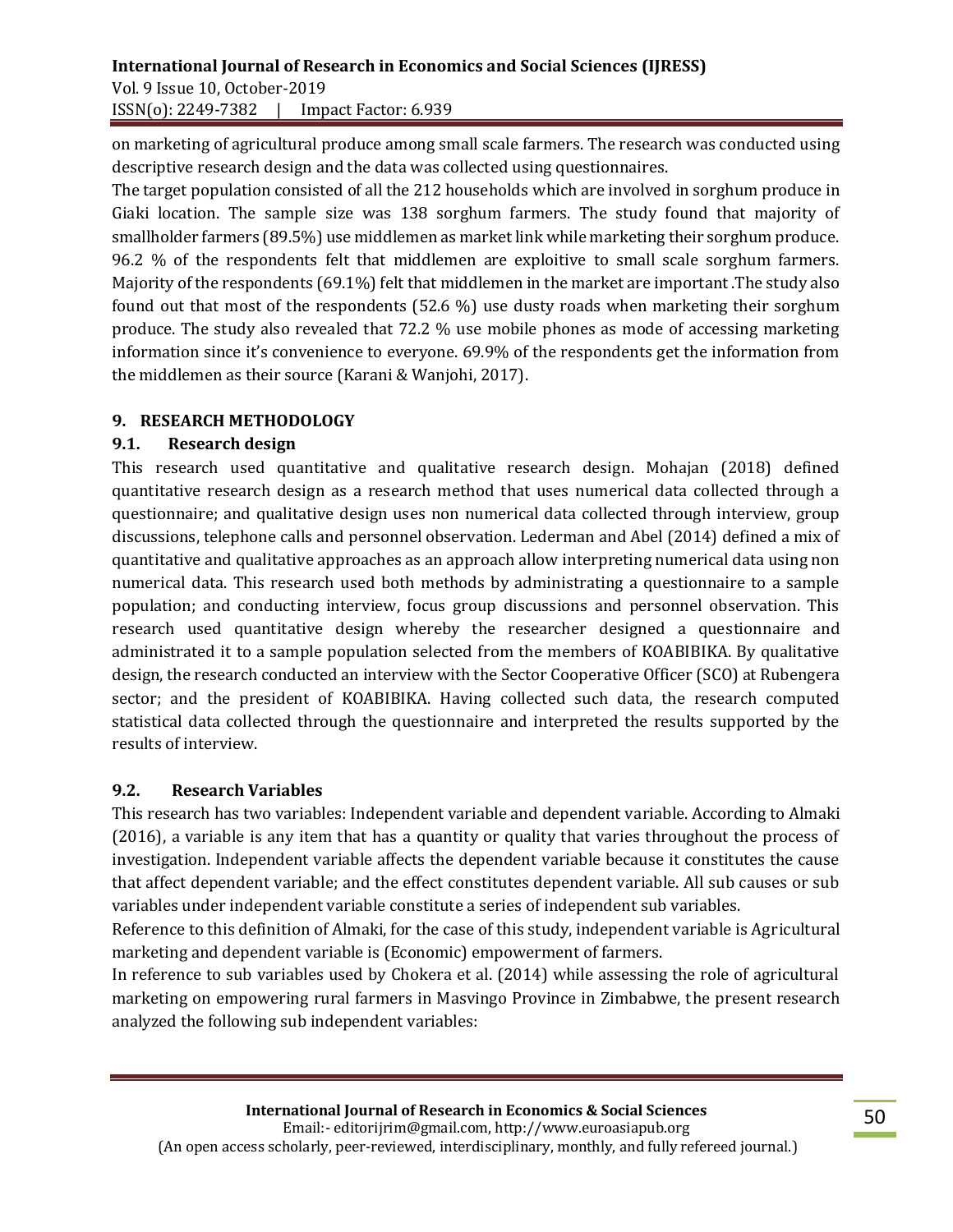on marketing of agricultural produce among small scale farmers. The research was conducted using descriptive research design and the data was collected using questionnaires.

The target population consisted of all the 212 households which are involved in sorghum produce in Giaki location. The sample size was 138 sorghum farmers. The study found that majority of smallholder farmers (89.5%) use middlemen as market link while marketing their sorghum produce. 96.2 % of the respondents felt that middlemen are exploitive to small scale sorghum farmers. Majority of the respondents (69.1%) felt that middlemen in the market are important .The study also found out that most of the respondents (52.6 %) use dusty roads when marketing their sorghum produce. The study also revealed that 72.2 % use mobile phones as mode of accessing marketing information since it's convenience to everyone. 69.9% of the respondents get the information from the middlemen as their source (Karani & Wanjohi, 2017).

## 9. RESEARCH METHODOLOGY

### 9.1. Research design

This research used quantitative and qualitative research design. Mohajan (2018) defined quantitative research design as a research method that uses numerical data collected through a questionnaire; and qualitative design uses non numerical data collected through interview, group discussions, telephone calls and personnel observation. Lederman and Abel (2014) defined a mix of quantitative and qualitative approaches as an approach allow interpreting numerical data using non numerical data. This research used both methods by administrating a questionnaire to a sample population; and conducting interview, focus group discussions and personnel observation. This research used quantitative design whereby the researcher designed a questionnaire and administrated it to a sample population selected from the members of KOABIBIKA. By qualitative design, the research conducted an interview with the Sector Cooperative Officer (SCO) at Rubengera sector; and the president of KOABIBIKA. Having collected such data, the research computed statistical data collected through the questionnaire and interpreted the results supported by the results of interview.

### 9.2. Research Variables

This research has two variables: Independent variable and dependent variable. According to Almaki (2016), a variable is any item that has a quantity or quality that varies throughout the process of investigation. Independent variable affects the dependent variable because it constitutes the cause that affect dependent variable; and the effect constitutes dependent variable. All sub causes or sub variables under independent variable constitute a series of independent sub variables.

Reference to this definition of Almaki, for the case of this study, independent variable is Agricultural marketing and dependent variable is (Economic) empowerment of farmers.

In reference to sub variables used by Chokera et al. (2014) while assessing the role of agricultural marketing on empowering rural farmers in Masvingo Province in Zimbabwe, the present research analyzed the following sub independent variables: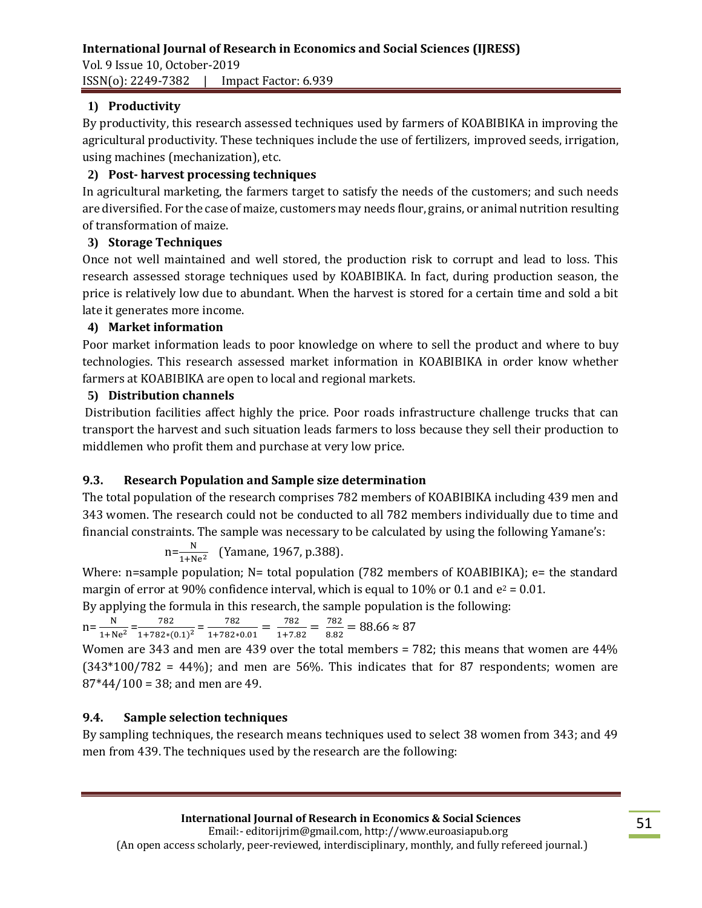1) **Productivity**

By productivity, this research assessed techniques used by farmers of KOABIBIKA in improving the agricultural productivity. These techniques include the use of fertilizers, improved seeds, irrigation, using machines (mechanization), etc.

2) **Post- harvest processing techniques**

In agricultural marketing, the farmers target to satisfy the needs of the customers; and such needs are diversified. For the case of maize, customers may needs flour, grains, or animal nutrition resulting of transformation of maize.

3) **Storage Techniques**

Once not well maintained and well stored, the production risk to corrupt and lead to loss. This research assessed storage techniques used by KOABIBIKA. In fact, during production season, the price is relatively low due to abundant. When the harvest is stored for a certain time and sold a bit late it generates more income.

4) **Market information**

Poor market information leads to poor knowledge on where to sell the product and where to buy technologies. This research assessed market information in KOABIBIKA in order know whether farmers at KOABIBIKA are open to local and regional markets.

5) **Distribution channels**

Distribution facilities affect highly the price. Poor roads infrastructure challenge trucks that can transport the harvest and such situation leads farmers to loss because they sell their production to middlemen who profit them and purchase at very low price.

### 9.3. Research Population and Sample size determination

The total population of the research comprises 782 members of KOABIBIKA including 439 men and 343 women. The research could not be conducted to all 782 members individually due to time and financial constraints. The sample was necessary to be calculated by using the following Yamane's:

$$n=\frac{N}{1+Ne^2} \quad \text{(Yamane, 1967, p.388).}$$

Where: n=sample population; N= total population (782 members of KOABIBIKA); e= the standard margin of error at 90% confidence interval, which is equal to 10% or 0.1 and $e^2 = 0.01$.

By applying the formula in this research, the sample population is the following:

$$n=\frac{N}{1+Ne^2}=\frac{782}{1+782*(0.1)^2}=\frac{782}{1+782*0.01}=\frac{782}{1+7.82}=\frac{782}{8.82}=88.66\approx 87$$

Women are 343 and men are 439 over the total members = 782; this means that women are 44% (343*100/782 = 44%); and men are 56%. This indicates that for 87 respondents; women are 87*44/100 = 38; and men are 49.

### 9.4. Sample selection techniques

By sampling techniques, the research means techniques used to select 38 women from 343; and 49 men from 439. The techniques used by the research are the following: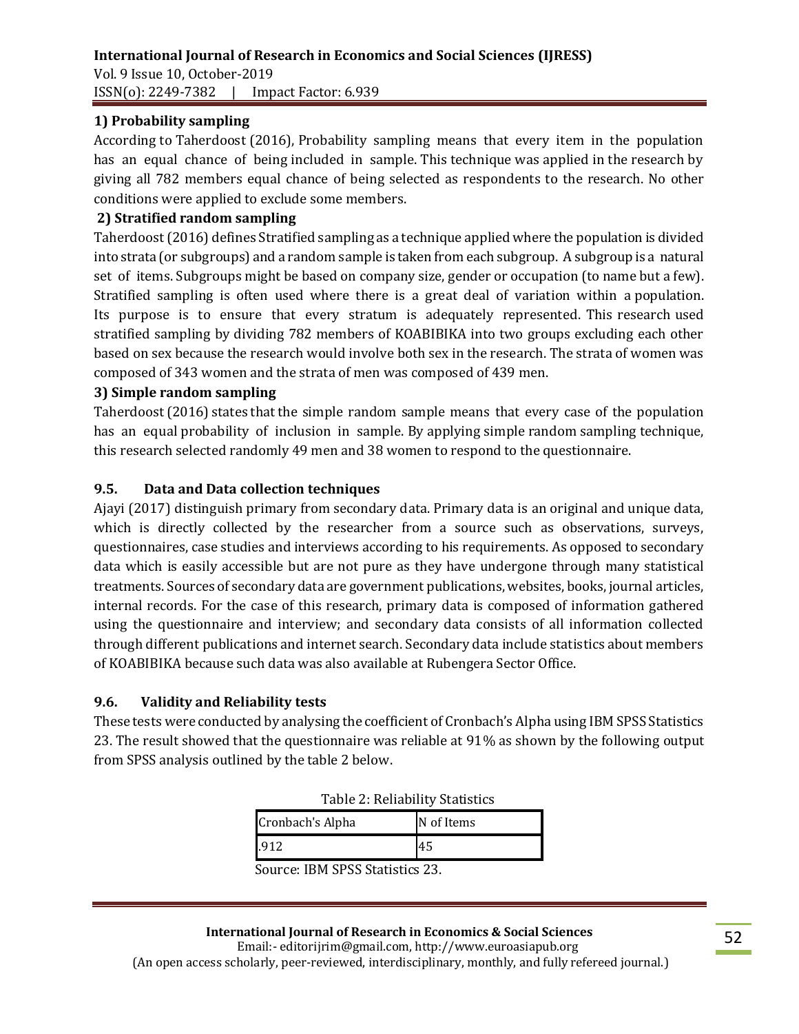### 1) Probability sampling

According to Taherdoost (2016), Probability sampling means that every item in the population has an equal chance of being included in sample. This technique was applied in the research by giving all 782 members equal chance of being selected as respondents to the research. No other conditions were applied to exclude some members.

### 2) Stratified random sampling

Taherdoost (2016) defines Stratified sampling as a technique applied where the population is divided into strata (or subgroups) and a random sample is taken from each subgroup. A subgroup is a natural set of items. Subgroups might be based on company size, gender or occupation (to name but a few). Stratified sampling is often used where there is a great deal of variation within a population. Its purpose is to ensure that every stratum is adequately represented. This research used stratified sampling by dividing 782 members of KOABIBIKA into two groups excluding each other based on sex because the research would involve both sex in the research. The strata of women was composed of 343 women and the strata of men was composed of 439 men.

### 3) Simple random sampling

Taherdoost (2016) states that the simple random sample means that every case of the population has an equal probability of inclusion in sample. By applying simple random sampling technique, this research selected randomly 49 men and 38 women to respond to the questionnaire.

## 9.5. Data and Data collection techniques

Ajayi (2017) distinguish primary from secondary data. Primary data is an original and unique data, which is directly collected by the researcher from a source such as observations, surveys, questionnaires, case studies and interviews according to his requirements. As opposed to secondary data which is easily accessible but are not pure as they have undergone through many statistical treatments. Sources of secondary data are government publications, websites, books, journal articles, internal records. For the case of this research, primary data is composed of information gathered using the questionnaire and interview; and secondary data consists of all information collected through different publications and internet search. Secondary data include statistics about members of KOABIBIKA because such data was also available at Rubengera Sector Office.

## 9.6. Validity and Reliability tests

These tests were conducted by analysing the coefficient of Cronbach's Alpha using IBM SPSS Statistics 23. The result showed that the questionnaire was reliable at 91% as shown by the following output from SPSS analysis outlined by the table 2 below.

Table 2: Reliability Statistics

| Cronbach's Alpha | N of Items |
|---|---|
| .912 | 45 |

Source: IBM SPSS Statistics 23.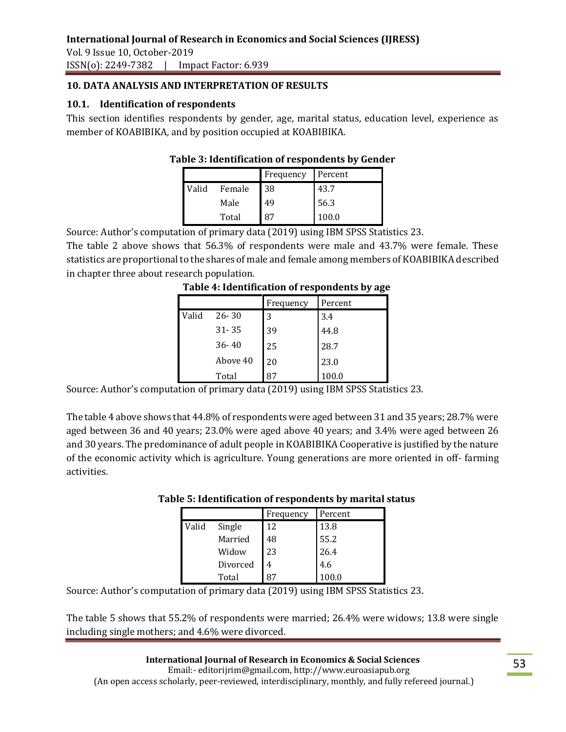## 10. DATA ANALYSIS AND INTERPRETATION OF RESULTS

### 10.1. Identification of respondents

This section identifies respondents by gender, age, marital status, education level, experience as member of KOABIBIKA, and by position occupied at KOABIBIKA.

**Table 3: Identification of respondents by Gender**

| | | Frequency | Percent |
|---|---|---|---|
| Valid | Female | 38 | 43.7 |
| | Male | 49 | 56.3 |
| | Total | 87 | 100.0 |

Source: Author's computation of primary data (2019) using IBM SPSS Statistics 23.

The table 2 above shows that 56.3% of respondents were male and 43.7% were female. These statistics are proportional to the shares of male and female among members of KOABIBIKA described in chapter three about research population.

**Table 4: Identification of respondents by age**

| | | Frequency | Percent |
|---|---|---|---|
| Valid | 26- 30 | 3 | 3.4 |
| | 31- 35 | 39 | 44.8 |
| | 36- 40 | 25 | 28.7 |
| | Above 40 | 20 | 23.0 |
| | Total | 87 | 100.0 |

Source: Author's computation of primary data (2019) using IBM SPSS Statistics 23.

The table 4 above shows that 44.8% of respondents were aged between 31 and 35 years; 28.7% were aged between 36 and 40 years; 23.0% were aged above 40 years; and 3.4% were aged between 26 and 30 years. The predominance of adult people in KOABIBIKA Cooperative is justified by the nature of the economic activity which is agriculture. Young generations are more oriented in off- farming activities.

**Table 5: Identification of respondents by marital status**

| | | Frequency | Percent |
|---|---|---|---|
| Valid | Single | 12 | 13.8 |
| | Married | 48 | 55.2 |
| | Widow | 23 | 26.4 |
| | Divorced | 4 | 4.6 |
| | Total | 87 | 100.0 |

Source: Author's computation of primary data (2019) using IBM SPSS Statistics 23.

The table 5 shows that 55.2% of respondents were married; 26.4% were widows; 13.8 were single including single mothers; and 4.6% were divorced.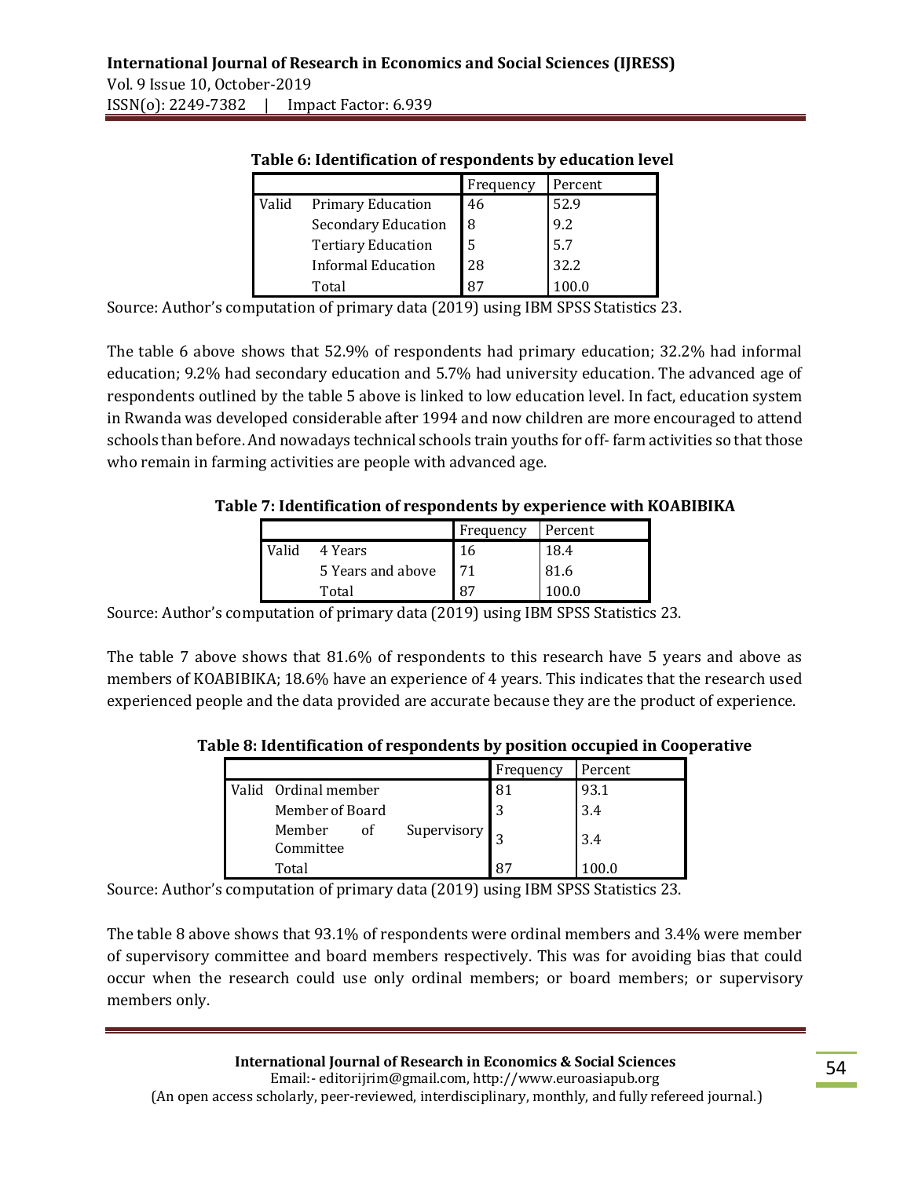**Table 6: Identification of respondents by education level**

| | | Frequency | Percent |
|---|---|---|---|
| Valid | Primary Education | 46 | 52.9 |
| | Secondary Education | 8 | 9.2 |
| | Tertiary Education | 5 | 5.7 |
| | Informal Education | 28 | 32.2 |
| | Total | 87 | 100.0 |

Source: Author's computation of primary data (2019) using IBM SPSS Statistics 23.

The table 6 above shows that 52.9% of respondents had primary education; 32.2% had informal education; 9.2% had secondary education and 5.7% had university education. The advanced age of respondents outlined by the table 5 above is linked to low education level. In fact, education system in Rwanda was developed considerable after 1994 and now children are more encouraged to attend schools than before. And nowadays technical schools train youths for off- farm activities so that those who remain in farming activities are people with advanced age.

**Table 7: Identification of respondents by experience with KOABIBIKA**

| | | Frequency | Percent |
|---|---|---|---|
| Valid | 4 Years | 16 | 18.4 |
| | 5 Years and above | 71 | 81.6 |
| | Total | 87 | 100.0 |

Source: Author's computation of primary data (2019) using IBM SPSS Statistics 23.

The table 7 above shows that 81.6% of respondents to this research have 5 years and above as members of KOABIBIKA; 18.6% have an experience of 4 years. This indicates that the research used experienced people and the data provided are accurate because they are the product of experience.

**Table 8: Identification of respondents by position occupied in Cooperative**

| | | Frequency | Percent |
|---|---|---|---|
| Valid | Ordinal member | 81 | 93.1 |
| | Member of Board | 3 | 3.4 |
| | Member of Supervisory Committee | 3 | 3.4 |
| | Total | 87 | 100.0 |

Source: Author's computation of primary data (2019) using IBM SPSS Statistics 23.

The table 8 above shows that 93.1% of respondents were ordinal members and 3.4% were member of supervisory committee and board members respectively. This was for avoiding bias that could occur when the research could use only ordinal members; or board members; or supervisory members only.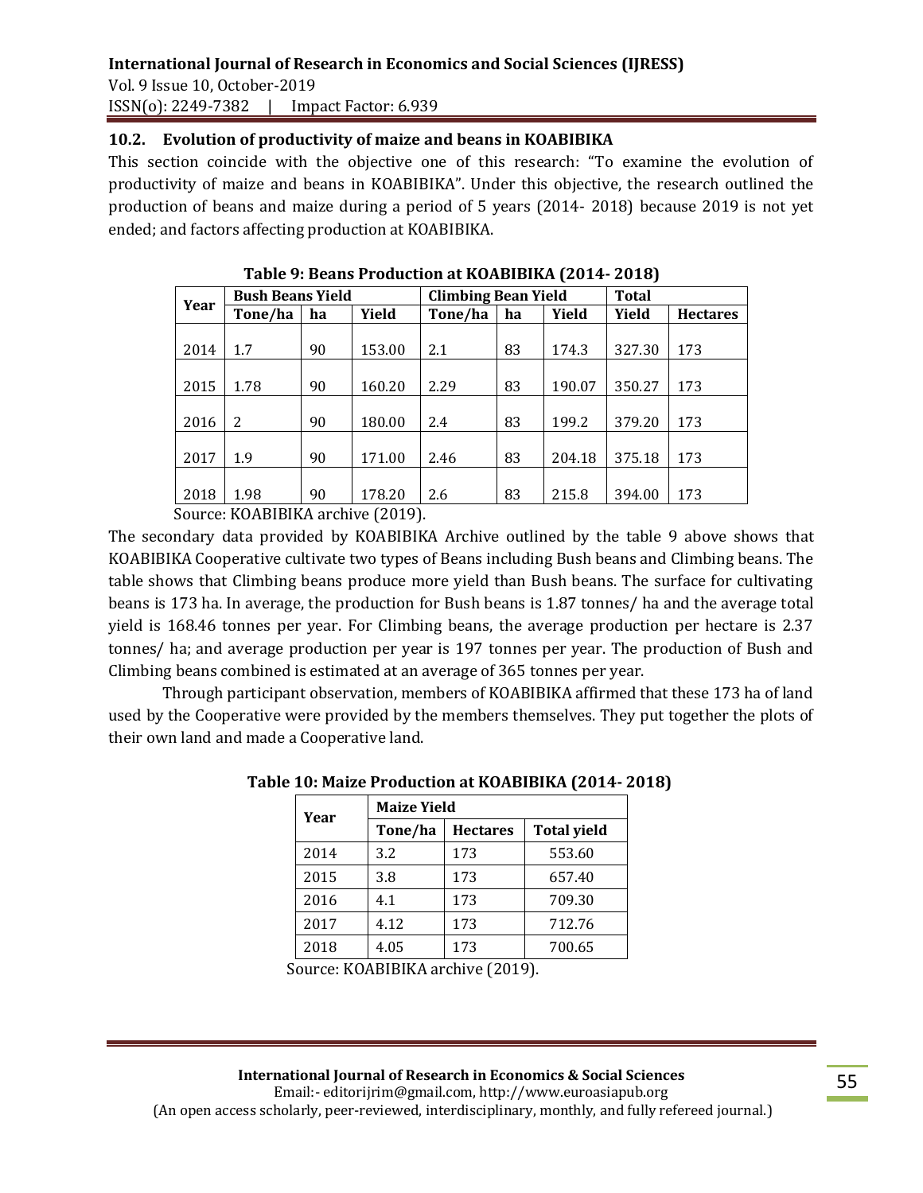## 10.2. Evolution of productivity of maize and beans in KOABIBIKA

This section coincide with the objective one of this research: "To examine the evolution of productivity of maize and beans in KOABIBIKA". Under this objective, the research outlined the production of beans and maize during a period of 5 years (2014- 2018) because 2019 is not yet ended; and factors affecting production at KOABIBIKA.

**Table 9: Beans Production at KOABIBIKA (2014- 2018)**

| Year | Bush Beans Yield | | | Climbing Bean Yield | | | Total | |
|---|---|---|---|---|---|---|---|---|
| | Tone/ha | ha | Yield | Tone/ha | ha | Yield | Yield | Hectares |
| 2014 | 1.7 | 90 | 153.00 | 2.1 | 83 | 174.3 | 327.30 | 173 |
| 2015 | 1.78 | 90 | 160.20 | 2.29 | 83 | 190.07 | 350.27 | 173 |
| 2016 | 2 | 90 | 180.00 | 2.4 | 83 | 199.2 | 379.20 | 173 |
| 2017 | 1.9 | 90 | 171.00 | 2.46 | 83 | 204.18 | 375.18 | 173 |
| 2018 | 1.98 | 90 | 178.20 | 2.6 | 83 | 215.8 | 394.00 | 173 |

Source: KOABIBIKA archive (2019).

The secondary data provided by KOABIBIKA Archive outlined by the table 9 above shows that KOABIBIKA Cooperative cultivate two types of Beans including Bush beans and Climbing beans. The table shows that Climbing beans produce more yield than Bush beans. The surface for cultivating beans is 173 ha. In average, the production for Bush beans is 1.87 tonnes/ ha and the average total yield is 168.46 tonnes per year. For Climbing beans, the average production per hectare is 2.37 tonnes/ ha; and average production per year is 197 tonnes per year. The production of Bush and Climbing beans combined is estimated at an average of 365 tonnes per year.

Through participant observation, members of KOABIBIKA affirmed that these 173 ha of land used by the Cooperative were provided by the members themselves. They put together the plots of their own land and made a Cooperative land.

**Table 10: Maize Production at KOABIBIKA (2014- 2018)**

| Year | Maize Yield | | |
|---|---|---|---|
| | Tone/ha | Hectares | Total yield |
| 2014 | 3.2 | 173 | 553.60 |
| 2015 | 3.8 | 173 | 657.40 |
| 2016 | 4.1 | 173 | 709.30 |
| 2017 | 4.12 | 173 | 712.76 |
| 2018 | 4.05 | 173 | 700.65 |

Source: KOABIBIKA archive (2019).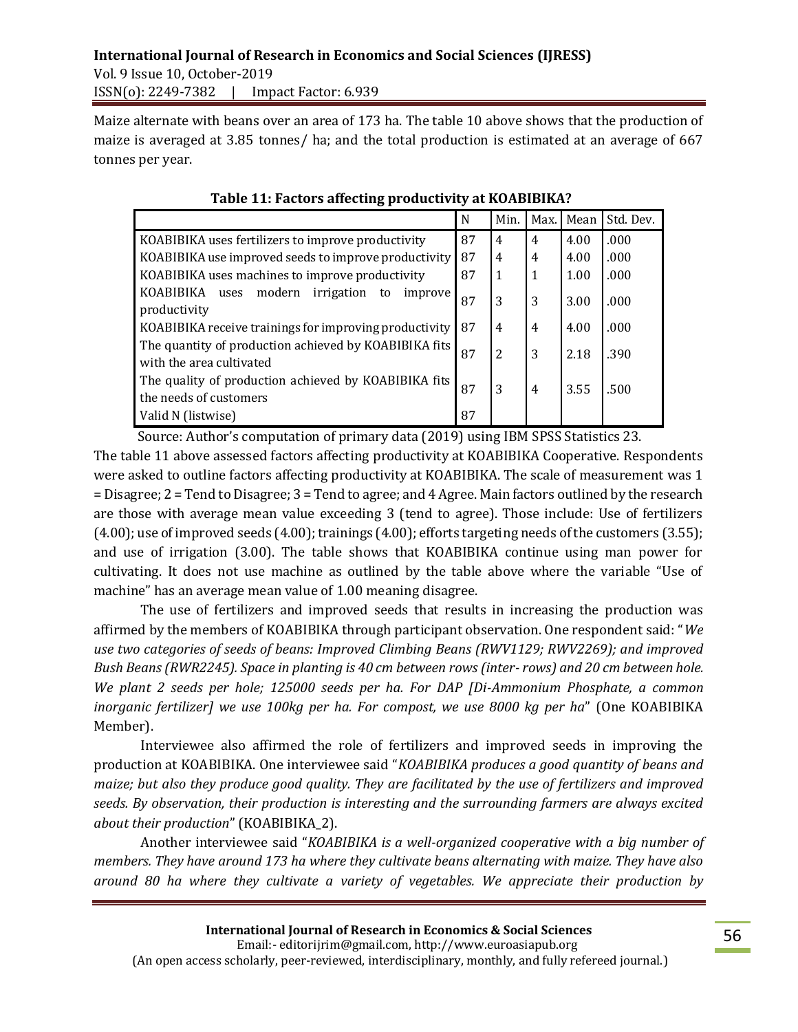Maize alternate with beans over an area of 173 ha. The table 10 above shows that the production of maize is averaged at 3.85 tonnes/ ha; and the total production is estimated at an average of 667 tonnes per year.

**Table 11: Factors affecting productivity at KOABIBIKA?**

| | N | Min. | Max. | Mean | Std. Dev. |
|---|---|---|---|---|---|
| KOABIBIKA uses fertilizers to improve productivity | 87 | 4 | 4 | 4.00 | .000 |
| KOABIBIKA use improved seeds to improve productivity | 87 | 4 | 4 | 4.00 | .000 |
| KOABIBIKA uses machines to improve productivity | 87 | 1 | 1 | 1.00 | .000 |
| KOABIBIKA uses modern irrigation to improve productivity | 87 | 3 | 3 | 3.00 | .000 |
| KOABIBIKA receive trainings for improving productivity | 87 | 4 | 4 | 4.00 | .000 |
| The quantity of production achieved by KOABIBIKA fits with the area cultivated | 87 | 2 | 3 | 2.18 | .390 |
| The quality of production achieved by KOABIBIKA fits the needs of customers | 87 | 3 | 4 | 3.55 | .500 |
| Valid N (listwise) | 87 | | | | |

Source: Author's computation of primary data (2019) using IBM SPSS Statistics 23.

The table 11 above assessed factors affecting productivity at KOABIBIKA Cooperative. Respondents were asked to outline factors affecting productivity at KOABIBIKA. The scale of measurement was 1 = Disagree; 2 = Tend to Disagree; 3 = Tend to agree; and 4 Agree. Main factors outlined by the research are those with average mean value exceeding 3 (tend to agree). Those include: Use of fertilizers (4.00); use of improved seeds (4.00); trainings (4.00); efforts targeting needs of the customers (3.55); and use of irrigation (3.00). The table shows that KOABIBIKA continue using man power for cultivating. It does not use machine as outlined by the table above where the variable "Use of machine" has an average mean value of 1.00 meaning disagree.

The use of fertilizers and improved seeds that results in increasing the production was affirmed by the members of KOABIBIKA through participant observation. One respondent said: "*We use two categories of seeds of beans: Improved Climbing Beans (RWV1129; RWV2269); and improved Bush Beans (RWR2245). Space in planting is 40 cm between rows (inter- rows) and 20 cm between hole. We plant 2 seeds per hole; 125000 seeds per ha. For DAP [Di-Ammonium Phosphate, a common inorganic fertilizer] we use 100kg per ha. For compost, we use 8000 kg per ha*" (One KOABIBIKA Member).

Interviewee also affirmed the role of fertilizers and improved seeds in improving the production at KOABIBIKA. One interviewee said "*KOABIBIKA produces a good quantity of beans and maize; but also they produce good quality. They are facilitated by the use of fertilizers and improved seeds. By observation, their production is interesting and the surrounding farmers are always excited about their production*" (KOABIBIKA_2).

Another interviewee said "*KOABIBIKA is a well-organized cooperative with a big number of members. They have around 173 ha where they cultivate beans alternating with maize. They have also around 80 ha where they cultivate a variety of vegetables. We appreciate their production by*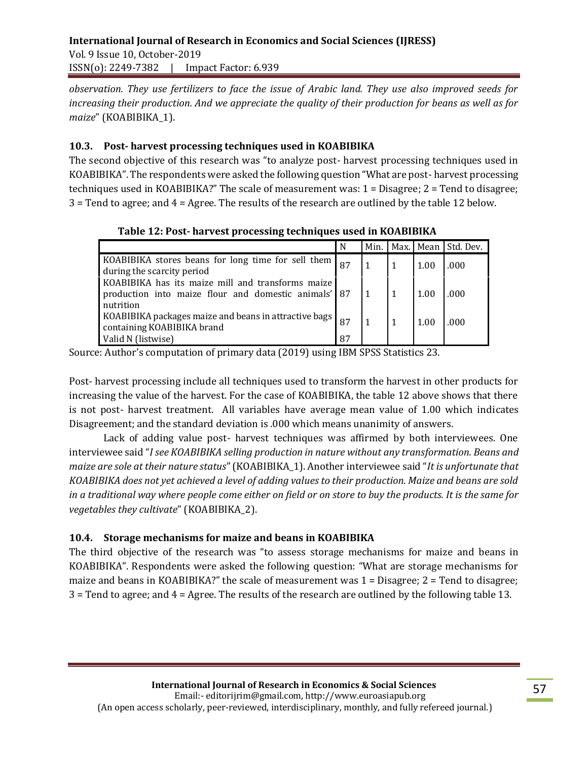*observation. They use fertilizers to face the issue of Arabic land. They use also improved seeds for increasing their production. And we appreciate the quality of their production for beans as well as for maize*" (KOABIBIKA_1).

### 10.3. Post- harvest processing techniques used in KOABIBIKA

The second objective of this research was "to analyze post- harvest processing techniques used in KOABIBIKA". The respondents were asked the following question "What are post- harvest processing techniques used in KOABIBIKA?" The scale of measurement was: 1 = Disagree; 2 = Tend to disagree; 3 = Tend to agree; and 4 = Agree. The results of the research are outlined by the table 12 below.

**Table 12: Post- harvest processing techniques used in KOABIBIKA**

| | N | Min. | Max. | Mean | Std. Dev. |
|---|---|---|---|---|---|
| KOABIBIKA stores beans for long time for sell them during the scarcity period | 87 | 1 | 1 | 1.00 | .000 |
| KOABIBIKA has its maize mill and transforms maize production into maize flour and domestic animals' nutrition | 87 | 1 | 1 | 1.00 | .000 |
| KOABIBIKA packages maize and beans in attractive bags containing KOABIBIKA brand | 87 | 1 | 1 | 1.00 | .000 |
| Valid N (listwise) | 87 | | | | |

Source: Author's computation of primary data (2019) using IBM SPSS Statistics 23.

Post- harvest processing include all techniques used to transform the harvest in other products for increasing the value of the harvest. For the case of KOABIBIKA, the table 12 above shows that there is not post- harvest treatment. All variables have average mean value of 1.00 which indicates Disagreement; and the standard deviation is .000 which means unanimity of answers.

Lack of adding value post- harvest techniques was affirmed by both interviewees. One interviewee said "*I see KOABIBIKA selling production in nature without any transformation. Beans and maize are sole at their nature status*" (KOABIBIKA_1). Another interviewee said "*It is unfortunate that KOABIBIKA does not yet achieved a level of adding values to their production. Maize and beans are sold in a traditional way where people come either on field or on store to buy the products. It is the same for vegetables they cultivate*" (KOABIBIKA_2).

### 10.4. Storage mechanisms for maize and beans in KOABIBIKA

The third objective of the research was "to assess storage mechanisms for maize and beans in KOABIBIKA". Respondents were asked the following question: "What are storage mechanisms for maize and beans in KOABIBIKA?" the scale of measurement was 1 = Disagree; 2 = Tend to disagree; 3 = Tend to agree; and 4 = Agree. The results of the research are outlined by the following table 13.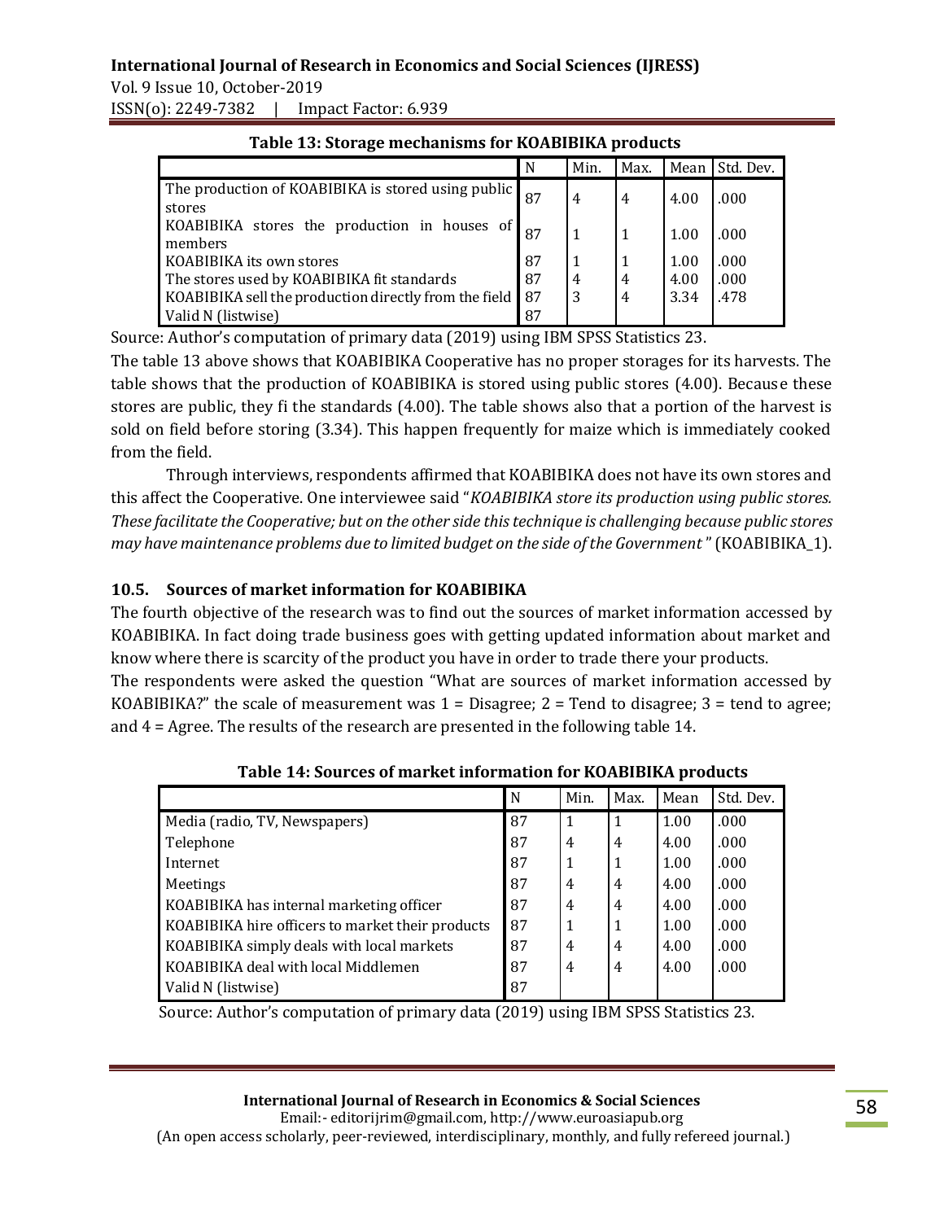**Table 13: Storage mechanisms for KOABIBIKA products**

| | N | Min. | Max. | Mean | Std. Dev. |
|---|---|---|---|---|---|
| The production of KOABIBIKA is stored using public stores | 87 | 4 | 4 | 4.00 | .000 |
| KOABIBIKA stores the production in houses of members | 87 | 1 | 1 | 1.00 | .000 |
| KOABIBIKA its own stores | 87 | 1 | 1 | 1.00 | .000 |
| The stores used by KOABIBIKA fit standards | 87 | 4 | 4 | 4.00 | .000 |
| KOABIBIKA sell the production directly from the field | 87 | 3 | 4 | 3.34 | .478 |
| Valid N (listwise) | 87 | | | | |

Source: Author's computation of primary data (2019) using IBM SPSS Statistics 23.

The table 13 above shows that KOABIBIKA Cooperative has no proper storages for its harvests. The table shows that the production of KOABIBIKA is stored using public stores (4.00). Because these stores are public, they fi the standards (4.00). The table shows also that a portion of the harvest is sold on field before storing (3.34). This happen frequently for maize which is immediately cooked from the field.

Through interviews, respondents affirmed that KOABIBIKA does not have its own stores and this affect the Cooperative. One interviewee said "*KOABIBIKA store its production using public stores. These facilitate the Cooperative; but on the other side this technique is challenging because public stores may have maintenance problems due to limited budget on the side of the Government*" (KOABIBIKA_1).

### 10.5. Sources of market information for KOABIBIKA

The fourth objective of the research was to find out the sources of market information accessed by KOABIBIKA. In fact doing trade business goes with getting updated information about market and know where there is scarcity of the product you have in order to trade there your products.

The respondents were asked the question "What are sources of market information accessed by KOABIBIKA?" the scale of measurement was 1 = Disagree; 2 = Tend to disagree; 3 = tend to agree; and 4 = Agree. The results of the research are presented in the following table 14.

**Table 14: Sources of market information for KOABIBIKA products**

| | N | Min. | Max. | Mean | Std. Dev. |
|---|---|---|---|---|---|
| Media (radio, TV, Newspapers) | 87 | 1 | 1 | 1.00 | .000 |
| Telephone | 87 | 4 | 4 | 4.00 | .000 |
| Internet | 87 | 1 | 1 | 1.00 | .000 |
| Meetings | 87 | 4 | 4 | 4.00 | .000 |
| KOABIBIKA has internal marketing officer | 87 | 4 | 4 | 4.00 | .000 |
| KOABIBIKA hire officers to market their products | 87 | 1 | 1 | 1.00 | .000 |
| KOABIBIKA simply deals with local markets | 87 | 4 | 4 | 4.00 | .000 |
| KOABIBIKA deal with local Middlemen | 87 | 4 | 4 | 4.00 | .000 |
| Valid N (listwise) | 87 | | | | |

Source: Author's computation of primary data (2019) using IBM SPSS Statistics 23.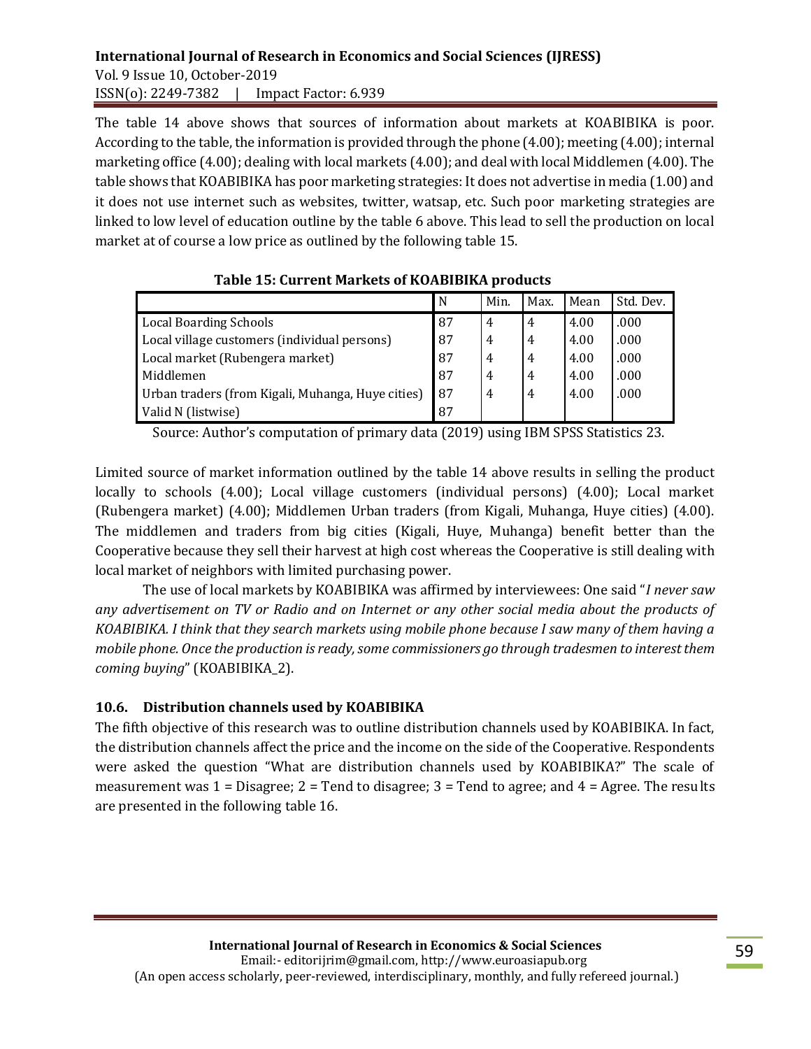The table 14 above shows that sources of information about markets at KOABIBIKA is poor. According to the table, the information is provided through the phone (4.00); meeting (4.00); internal marketing office (4.00); dealing with local markets (4.00); and deal with local Middlemen (4.00). The table shows that KOABIBIKA has poor marketing strategies: It does not advertise in media (1.00) and it does not use internet such as websites, twitter, watsap, etc. Such poor marketing strategies are linked to low level of education outline by the table 6 above. This lead to sell the production on local market at of course a low price as outlined by the following table 15.

**Table 15: Current Markets of KOABIBIKA products**

| | N | Min. | Max. | Mean | Std. Dev. |
|---|---|---|---|---|---|
| Local Boarding Schools | 87 | 4 | 4 | 4.00 | .000 |
| Local village customers (individual persons) | 87 | 4 | 4 | 4.00 | .000 |
| Local market (Rubengera market) | 87 | 4 | 4 | 4.00 | .000 |
| Middlemen | 87 | 4 | 4 | 4.00 | .000 |
| Urban traders (from Kigali, Muhanga, Huye cities) | 87 | 4 | 4 | 4.00 | .000 |
| Valid N (listwise) | 87 | | | | |

Source: Author's computation of primary data (2019) using IBM SPSS Statistics 23.

Limited source of market information outlined by the table 14 above results in selling the product locally to schools (4.00); Local village customers (individual persons) (4.00); Local market (Rubengera market) (4.00); Middlemen Urban traders (from Kigali, Muhanga, Huye cities) (4.00). The middlemen and traders from big cities (Kigali, Huye, Muhanga) benefit better than the Cooperative because they sell their harvest at high cost whereas the Cooperative is still dealing with local market of neighbors with limited purchasing power.

The use of local markets by KOABIBIKA was affirmed by interviewees: One said "*I never saw any advertisement on TV or Radio and on Internet or any other social media about the products of KOABIBIKA. I think that they search markets using mobile phone because I saw many of them having a mobile phone. Once the production is ready, some commissioners go through tradesmen to interest them coming buying*" (KOABIBIKA_2).

### 10.6. Distribution channels used by KOABIBIKA

The fifth objective of this research was to outline distribution channels used by KOABIBIKA. In fact, the distribution channels affect the price and the income on the side of the Cooperative. Respondents were asked the question "What are distribution channels used by KOABIBIKA?" The scale of measurement was 1 = Disagree; 2 = Tend to disagree; 3 = Tend to agree; and 4 = Agree. The results are presented in the following table 16.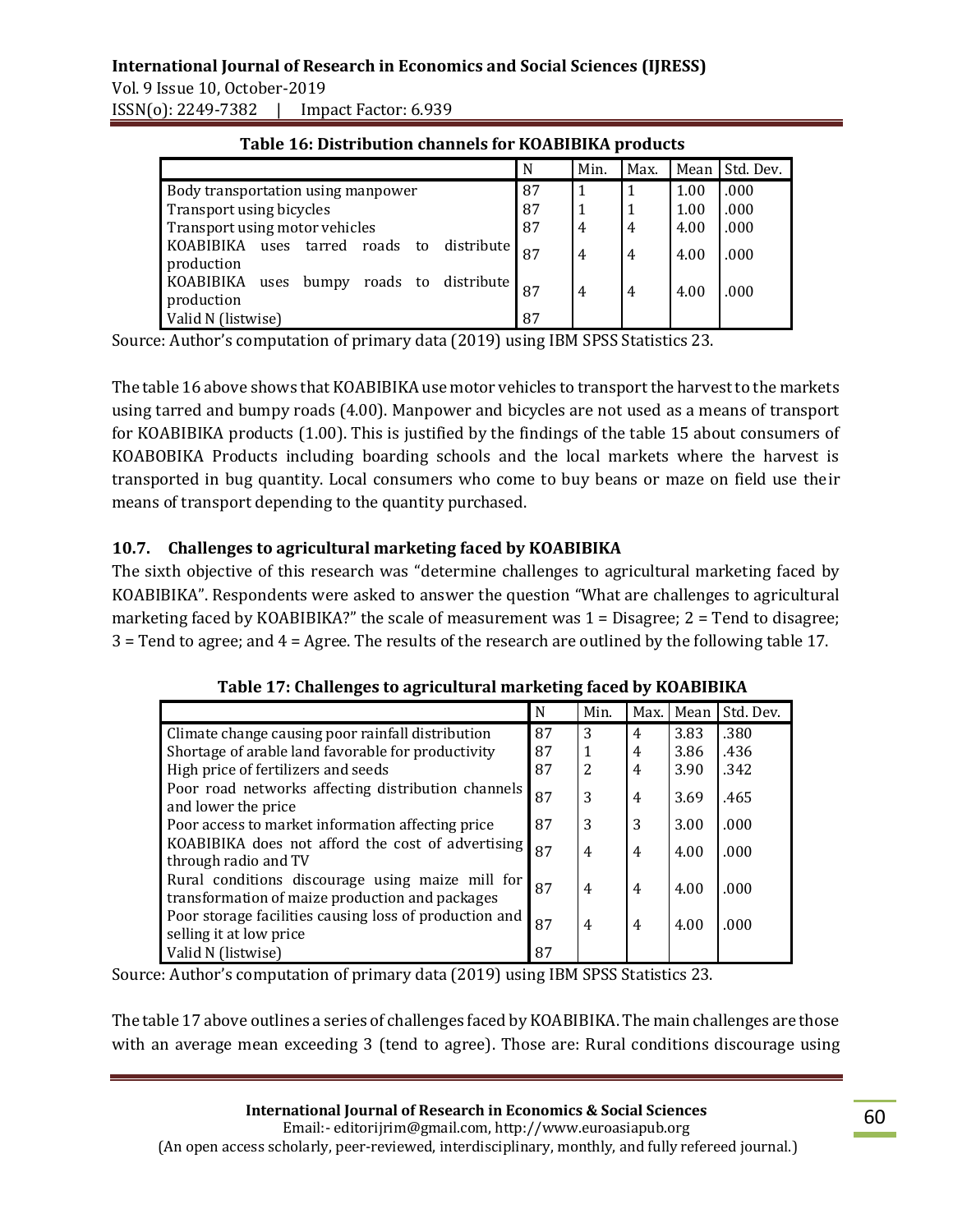**Table 16: Distribution channels for KOABIBIKA products**

| | N | Min. | Max. | Mean | Std. Dev. |
|---|---|---|---|---|---|
| Body transportation using manpower | 87 | 1 | 1 | 1.00 | .000 |
| Transport using bicycles | 87 | 1 | 1 | 1.00 | .000 |
| Transport using motor vehicles | 87 | 4 | 4 | 4.00 | .000 |
| KOABIBIKA uses tarred roads to distribute production | 87 | 4 | 4 | 4.00 | .000 |
| KOABIBIKA uses bumpy roads to distribute production | 87 | 4 | 4 | 4.00 | .000 |
| Valid N (listwise) | 87 | | | | |

Source: Author's computation of primary data (2019) using IBM SPSS Statistics 23.

The table 16 above shows that KOABIBIKA use motor vehicles to transport the harvest to the markets using tarred and bumpy roads (4.00). Manpower and bicycles are not used as a means of transport for KOABIBIKA products (1.00). This is justified by the findings of the table 15 about consumers of KOABOBIKA Products including boarding schools and the local markets where the harvest is transported in bug quantity. Local consumers who come to buy beans or maze on field use their means of transport depending to the quantity purchased.

## 10.7. Challenges to agricultural marketing faced by KOABIBIKA

The sixth objective of this research was "determine challenges to agricultural marketing faced by KOABIBIKA". Respondents were asked to answer the question "What are challenges to agricultural marketing faced by KOABIBIKA?" the scale of measurement was 1 = Disagree; 2 = Tend to disagree; 3 = Tend to agree; and 4 = Agree. The results of the research are outlined by the following table 17.

**Table 17: Challenges to agricultural marketing faced by KOABIBIKA**

| | N | Min. | Max. | Mean | Std. Dev. |
|---|---|---|---|---|---|
| Climate change causing poor rainfall distribution | 87 | 3 | 4 | 3.83 | .380 |
| Shortage of arable land favorable for productivity | 87 | 1 | 4 | 3.86 | .436 |
| High price of fertilizers and seeds | 87 | 2 | 4 | 3.90 | .342 |
| Poor road networks affecting distribution channels and lower the price | 87 | 3 | 4 | 3.69 | .465 |
| Poor access to market information affecting price | 87 | 3 | 3 | 3.00 | .000 |
| KOABIBIKA does not afford the cost of advertising through radio and TV | 87 | 4 | 4 | 4.00 | .000 |
| Rural conditions discourage using maize mill for transformation of maize production and packages | 87 | 4 | 4 | 4.00 | .000 |
| Poor storage facilities causing loss of production and selling it at low price | 87 | 4 | 4 | 4.00 | .000 |
| Valid N (listwise) | 87 | | | | |

Source: Author's computation of primary data (2019) using IBM SPSS Statistics 23.

The table 17 above outlines a series of challenges faced by KOABIBIKA. The main challenges are those with an average mean exceeding 3 (tend to agree). Those are: Rural conditions discourage using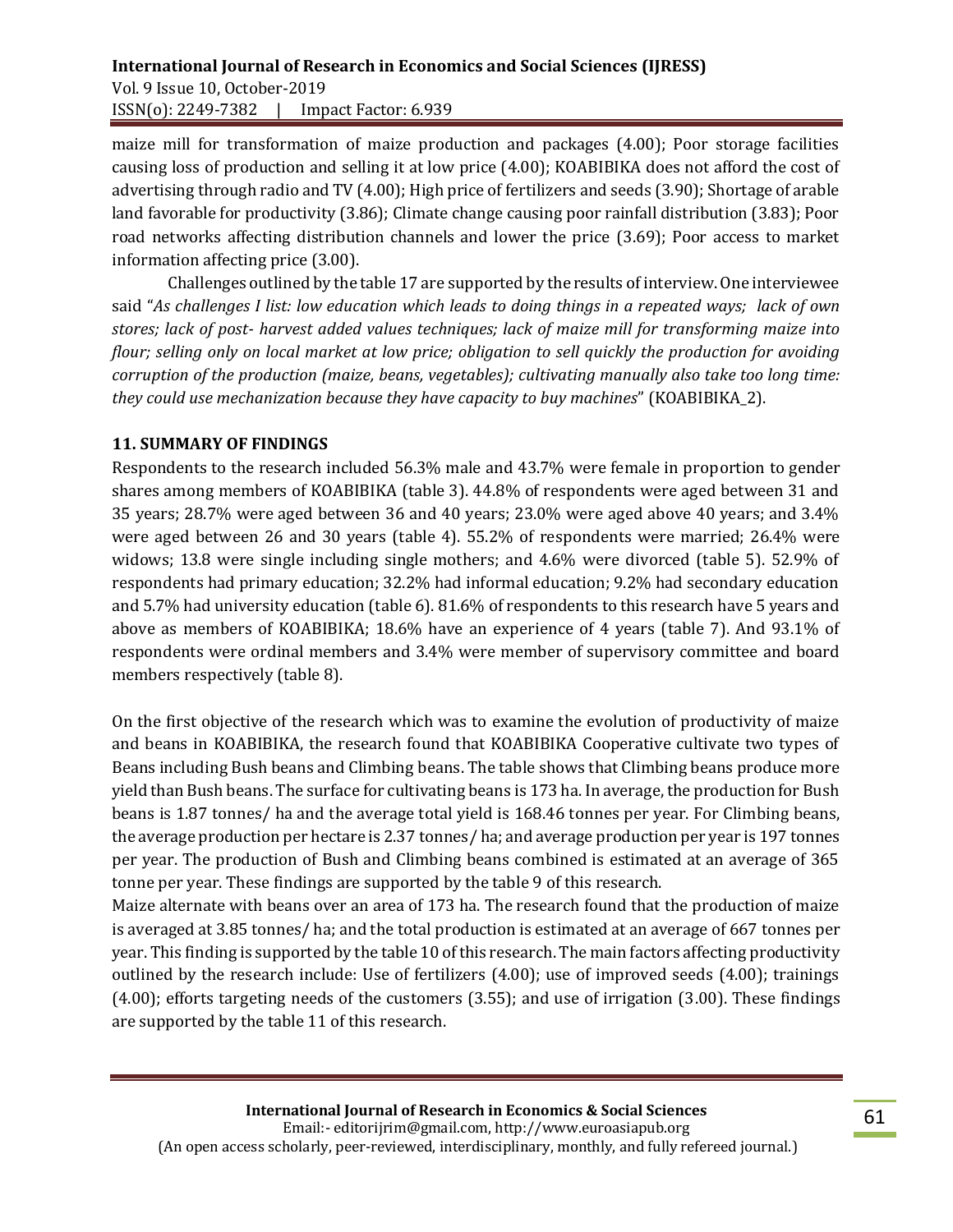maize mill for transformation of maize production and packages (4.00); Poor storage facilities causing loss of production and selling it at low price (4.00); KOABIBIKA does not afford the cost of advertising through radio and TV (4.00); High price of fertilizers and seeds (3.90); Shortage of arable land favorable for productivity (3.86); Climate change causing poor rainfall distribution (3.83); Poor road networks affecting distribution channels and lower the price (3.69); Poor access to market information affecting price (3.00).

Challenges outlined by the table 17 are supported by the results of interview. One interviewee said "*As challenges I list: low education which leads to doing things in a repeated ways; lack of own stores; lack of post- harvest added values techniques; lack of maize mill for transforming maize into flour; selling only on local market at low price; obligation to sell quickly the production for avoiding corruption of the production (maize, beans, vegetables); cultivating manually also take too long time: they could use mechanization because they have capacity to buy machines*" (KOABIBIKA_2).

## 11. SUMMARY OF FINDINGS

Respondents to the research included 56.3% male and 43.7% were female in proportion to gender shares among members of KOABIBIKA (table 3). 44.8% of respondents were aged between 31 and 35 years; 28.7% were aged between 36 and 40 years; 23.0% were aged above 40 years; and 3.4% were aged between 26 and 30 years (table 4). 55.2% of respondents were married; 26.4% were widows; 13.8 were single including single mothers; and 4.6% were divorced (table 5). 52.9% of respondents had primary education; 32.2% had informal education; 9.2% had secondary education and 5.7% had university education (table 6). 81.6% of respondents to this research have 5 years and above as members of KOABIBIKA; 18.6% have an experience of 4 years (table 7). And 93.1% of respondents were ordinal members and 3.4% were member of supervisory committee and board members respectively (table 8).

On the first objective of the research which was to examine the evolution of productivity of maize and beans in KOABIBIKA, the research found that KOABIBIKA Cooperative cultivate two types of Beans including Bush beans and Climbing beans. The table shows that Climbing beans produce more yield than Bush beans. The surface for cultivating beans is 173 ha. In average, the production for Bush beans is 1.87 tonnes/ ha and the average total yield is 168.46 tonnes per year. For Climbing beans, the average production per hectare is 2.37 tonnes/ ha; and average production per year is 197 tonnes per year. The production of Bush and Climbing beans combined is estimated at an average of 365 tonne per year. These findings are supported by the table 9 of this research.

Maize alternate with beans over an area of 173 ha. The research found that the production of maize is averaged at 3.85 tonnes/ ha; and the total production is estimated at an average of 667 tonnes per year. This finding is supported by the table 10 of this research. The main factors affecting productivity outlined by the research include: Use of fertilizers (4.00); use of improved seeds (4.00); trainings (4.00); efforts targeting needs of the customers (3.55); and use of irrigation (3.00). These findings are supported by the table 11 of this research.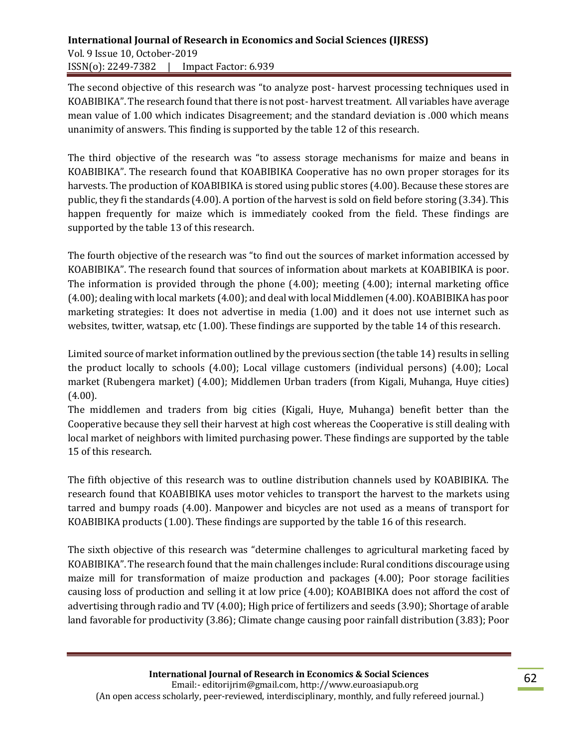The second objective of this research was "to analyze post- harvest processing techniques used in KOABIBIKA". The research found that there is not post- harvest treatment. All variables have average mean value of 1.00 which indicates Disagreement; and the standard deviation is .000 which means unanimity of answers. This finding is supported by the table 12 of this research.

The third objective of the research was "to assess storage mechanisms for maize and beans in KOABIBIKA". The research found that KOABIBIKA Cooperative has no own proper storages for its harvests. The production of KOABIBIKA is stored using public stores (4.00). Because these stores are public, they fi the standards (4.00). A portion of the harvest is sold on field before storing (3.34). This happen frequently for maize which is immediately cooked from the field. These findings are supported by the table 13 of this research.

The fourth objective of the research was "to find out the sources of market information accessed by KOABIBIKA". The research found that sources of information about markets at KOABIBIKA is poor. The information is provided through the phone (4.00); meeting (4.00); internal marketing office (4.00); dealing with local markets (4.00); and deal with local Middlemen (4.00). KOABIBIKA has poor marketing strategies: It does not advertise in media (1.00) and it does not use internet such as websites, twitter, watsap, etc (1.00). These findings are supported by the table 14 of this research.

Limited source of market information outlined by the previous section (the table 14) results in selling the product locally to schools (4.00); Local village customers (individual persons) (4.00); Local market (Rubengera market) (4.00); Middlemen Urban traders (from Kigali, Muhanga, Huye cities) (4.00).

The middlemen and traders from big cities (Kigali, Huye, Muhanga) benefit better than the Cooperative because they sell their harvest at high cost whereas the Cooperative is still dealing with local market of neighbors with limited purchasing power. These findings are supported by the table 15 of this research.

The fifth objective of this research was to outline distribution channels used by KOABIBIKA. The research found that KOABIBIKA uses motor vehicles to transport the harvest to the markets using tarred and bumpy roads (4.00). Manpower and bicycles are not used as a means of transport for KOABIBIKA products (1.00). These findings are supported by the table 16 of this research.

The sixth objective of this research was "determine challenges to agricultural marketing faced by KOABIBIKA". The research found that the main challenges include: Rural conditions discourage using maize mill for transformation of maize production and packages (4.00); Poor storage facilities causing loss of production and selling it at low price (4.00); KOABIBIKA does not afford the cost of advertising through radio and TV (4.00); High price of fertilizers and seeds (3.90); Shortage of arable land favorable for productivity (3.86); Climate change causing poor rainfall distribution (3.83); Poor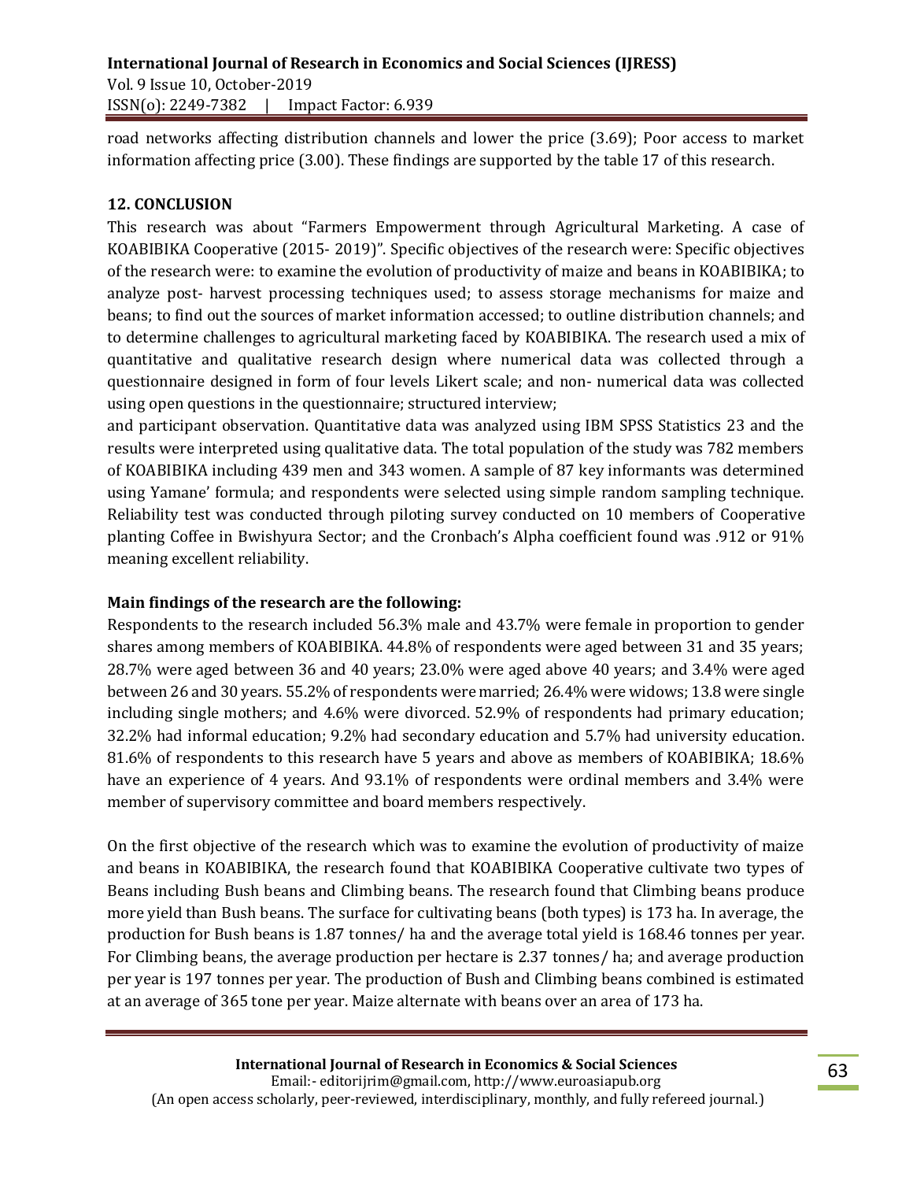road networks affecting distribution channels and lower the price (3.69); Poor access to market information affecting price (3.00). These findings are supported by the table 17 of this research.

## 12. CONCLUSION

This research was about "Farmers Empowerment through Agricultural Marketing. A case of KOABIBIKA Cooperative (2015- 2019)". Specific objectives of the research were: Specific objectives of the research were: to examine the evolution of productivity of maize and beans in KOABIBIKA; to analyze post- harvest processing techniques used; to assess storage mechanisms for maize and beans; to find out the sources of market information accessed; to outline distribution channels; and to determine challenges to agricultural marketing faced by KOABIBIKA. The research used a mix of quantitative and qualitative research design where numerical data was collected through a questionnaire designed in form of four levels Likert scale; and non- numerical data was collected using open questions in the questionnaire; structured interview;

and participant observation. Quantitative data was analyzed using IBM SPSS Statistics 23 and the results were interpreted using qualitative data. The total population of the study was 782 members of KOABIBIKA including 439 men and 343 women. A sample of 87 key informants was determined using Yamane' formula; and respondents were selected using simple random sampling technique. Reliability test was conducted through piloting survey conducted on 10 members of Cooperative planting Coffee in Bwishyura Sector; and the Cronbach's Alpha coefficient found was .912 or 91% meaning excellent reliability.

**Main findings of the research are the following:**

Respondents to the research included 56.3% male and 43.7% were female in proportion to gender shares among members of KOABIBIKA. 44.8% of respondents were aged between 31 and 35 years; 28.7% were aged between 36 and 40 years; 23.0% were aged above 40 years; and 3.4% were aged between 26 and 30 years. 55.2% of respondents were married; 26.4% were widows; 13.8 were single including single mothers; and 4.6% were divorced. 52.9% of respondents had primary education; 32.2% had informal education; 9.2% had secondary education and 5.7% had university education. 81.6% of respondents to this research have 5 years and above as members of KOABIBIKA; 18.6% have an experience of 4 years. And 93.1% of respondents were ordinal members and 3.4% were member of supervisory committee and board members respectively.

On the first objective of the research which was to examine the evolution of productivity of maize and beans in KOABIBIKA, the research found that KOABIBIKA Cooperative cultivate two types of Beans including Bush beans and Climbing beans. The research found that Climbing beans produce more yield than Bush beans. The surface for cultivating beans (both types) is 173 ha. In average, the production for Bush beans is 1.87 tonnes/ ha and the average total yield is 168.46 tonnes per year. For Climbing beans, the average production per hectare is 2.37 tonnes/ ha; and average production per year is 197 tonnes per year. The production of Bush and Climbing beans combined is estimated at an average of 365 tone per year. Maize alternate with beans over an area of 173 ha.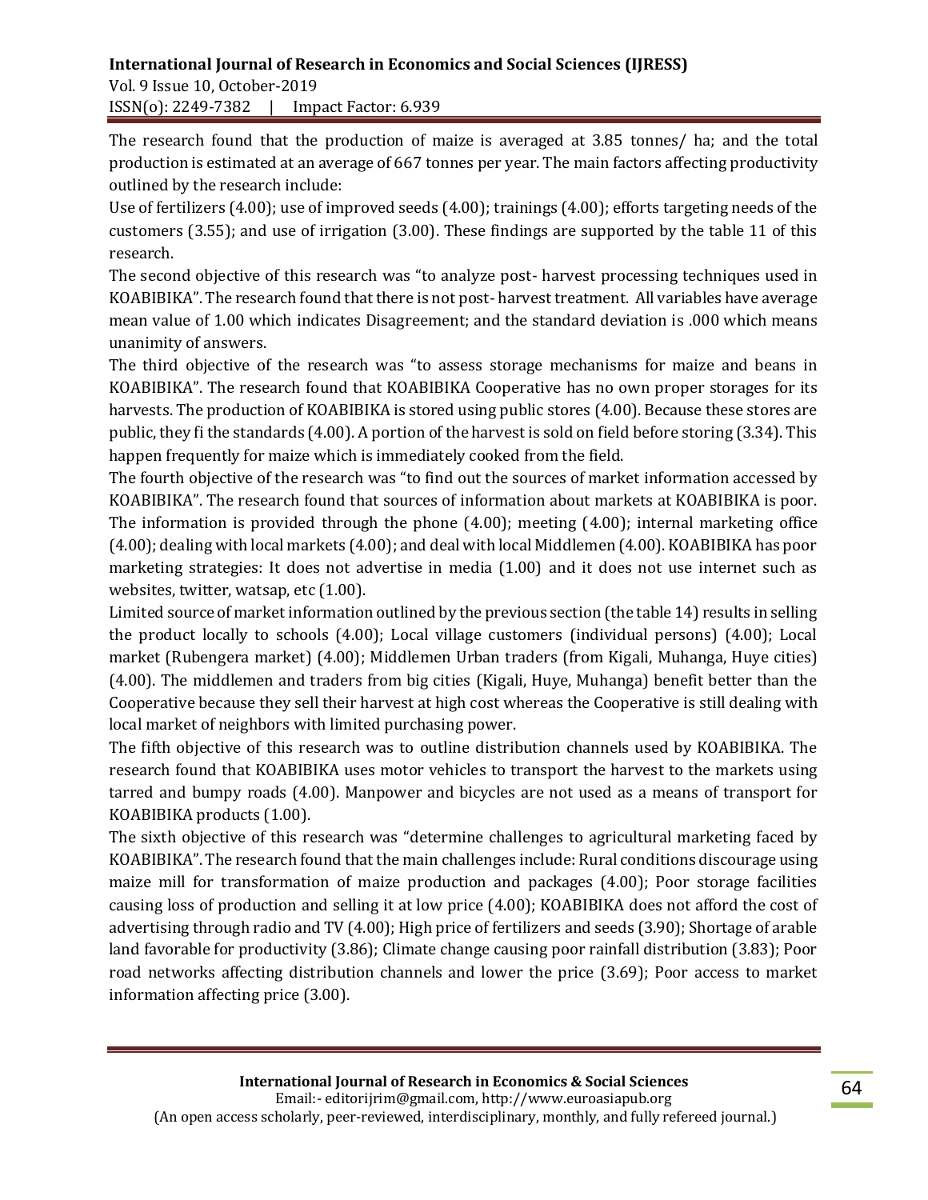The research found that the production of maize is averaged at 3.85 tonnes/ ha; and the total production is estimated at an average of 667 tonnes per year. The main factors affecting productivity outlined by the research include:

Use of fertilizers (4.00); use of improved seeds (4.00); trainings (4.00); efforts targeting needs of the customers (3.55); and use of irrigation (3.00). These findings are supported by the table 11 of this research.

The second objective of this research was "to analyze post- harvest processing techniques used in KOABIBIKA". The research found that there is not post- harvest treatment. All variables have average mean value of 1.00 which indicates Disagreement; and the standard deviation is .000 which means unanimity of answers.

The third objective of the research was "to assess storage mechanisms for maize and beans in KOABIBIKA". The research found that KOABIBIKA Cooperative has no own proper storages for its harvests. The production of KOABIBIKA is stored using public stores (4.00). Because these stores are public, they fi the standards (4.00). A portion of the harvest is sold on field before storing (3.34). This happen frequently for maize which is immediately cooked from the field.

The fourth objective of the research was "to find out the sources of market information accessed by KOABIBIKA". The research found that sources of information about markets at KOABIBIKA is poor. The information is provided through the phone (4.00); meeting (4.00); internal marketing office (4.00); dealing with local markets (4.00); and deal with local Middlemen (4.00). KOABIBIKA has poor marketing strategies: It does not advertise in media (1.00) and it does not use internet such as websites, twitter, watsap, etc (1.00).

Limited source of market information outlined by the previous section (the table 14) results in selling the product locally to schools (4.00); Local village customers (individual persons) (4.00); Local market (Rubengera market) (4.00); Middlemen Urban traders (from Kigali, Muhanga, Huye cities) (4.00). The middlemen and traders from big cities (Kigali, Huye, Muhanga) benefit better than the Cooperative because they sell their harvest at high cost whereas the Cooperative is still dealing with local market of neighbors with limited purchasing power.

The fifth objective of this research was to outline distribution channels used by KOABIBIKA. The research found that KOABIBIKA uses motor vehicles to transport the harvest to the markets using tarred and bumpy roads (4.00). Manpower and bicycles are not used as a means of transport for KOABIBIKA products (1.00).

The sixth objective of this research was "determine challenges to agricultural marketing faced by KOABIBIKA". The research found that the main challenges include: Rural conditions discourage using maize mill for transformation of maize production and packages (4.00); Poor storage facilities causing loss of production and selling it at low price (4.00); KOABIBIKA does not afford the cost of advertising through radio and TV (4.00); High price of fertilizers and seeds (3.90); Shortage of arable land favorable for productivity (3.86); Climate change causing poor rainfall distribution (3.83); Poor road networks affecting distribution channels and lower the price (3.69); Poor access to market information affecting price (3.00).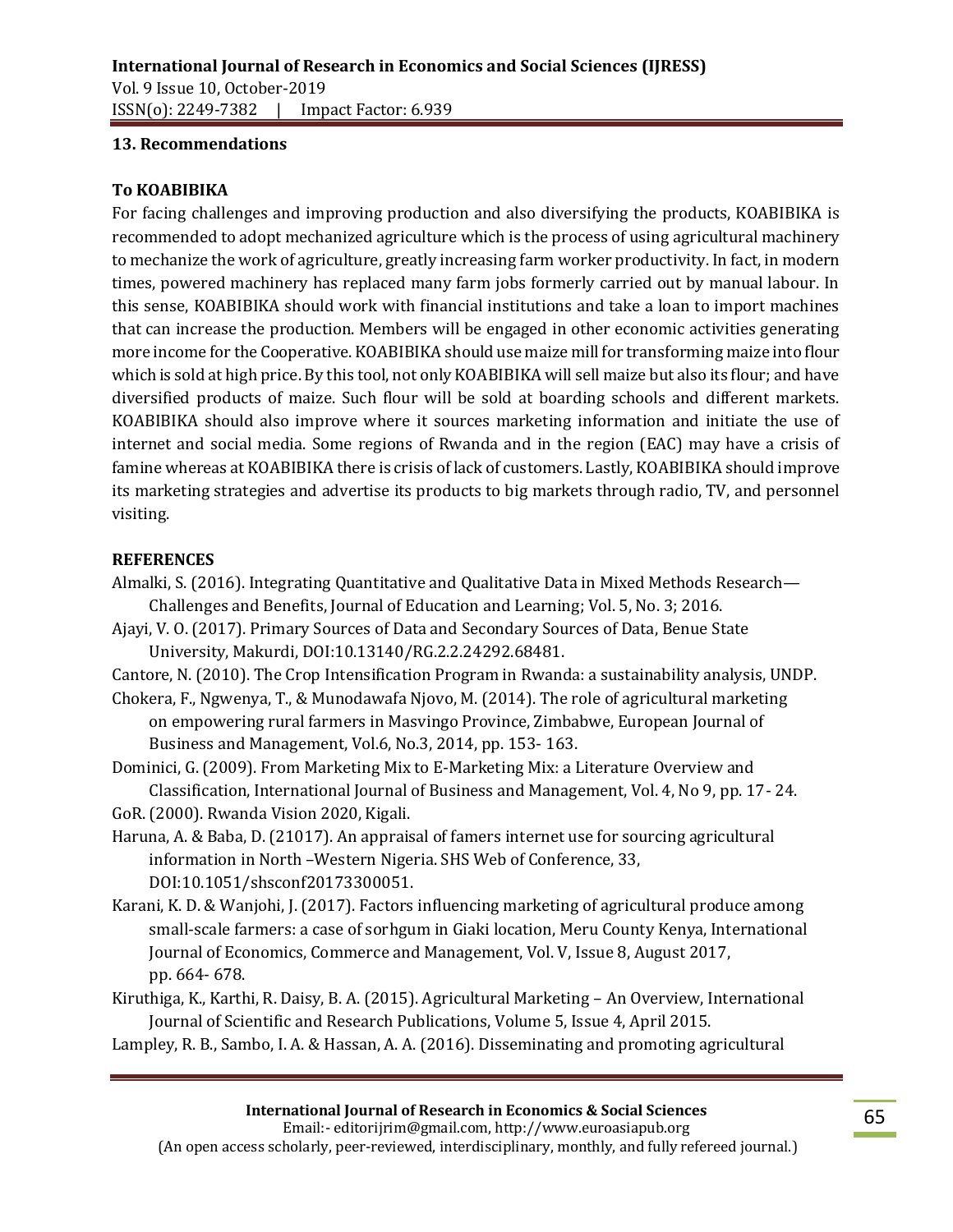## 13. Recommendations

### To KOABIBIKA

For facing challenges and improving production and also diversifying the products, KOABIBIKA is recommended to adopt mechanized agriculture which is the process of using agricultural machinery to mechanize the work of agriculture, greatly increasing farm worker productivity. In fact, in modern times, powered machinery has replaced many farm jobs formerly carried out by manual labour. In this sense, KOABIBIKA should work with financial institutions and take a loan to import machines that can increase the production. Members will be engaged in other economic activities generating more income for the Cooperative. KOABIBIKA should use maize mill for transforming maize into flour which is sold at high price. By this tool, not only KOABIBIKA will sell maize but also its flour; and have diversified products of maize. Such flour will be sold at boarding schools and different markets. KOABIBIKA should also improve where it sources marketing information and initiate the use of internet and social media. Some regions of Rwanda and in the region (EAC) may have a crisis of famine whereas at KOABIBIKA there is crisis of lack of customers. Lastly, KOABIBIKA should improve its marketing strategies and advertise its products to big markets through radio, TV, and personnel visiting.

## REFERENCES

Almalki, S. (2016). Integrating Quantitative and Qualitative Data in Mixed Methods Research—Challenges and Benefits, Journal of Education and Learning; Vol. 5, No. 3; 2016.

Ajayi, V. O. (2017). Primary Sources of Data and Secondary Sources of Data, Benue State University, Makurdi, DOI:10.13140/RG.2.2.24292.68481.

Cantore, N. (2010). The Crop Intensification Program in Rwanda: a sustainability analysis, UNDP.

Chokera, F., Ngwenya, T., & Munodawafa Njovo, M. (2014). The role of agricultural marketing on empowering rural farmers in Masvingo Province, Zimbabwe, European Journal of Business and Management, Vol.6, No.3, 2014, pp. 153- 163.

Dominici, G. (2009). From Marketing Mix to E-Marketing Mix: a Literature Overview and Classification, International Journal of Business and Management, Vol. 4, No 9, pp. 17- 24.

GoR. (2000). Rwanda Vision 2020, Kigali.

Haruna, A. & Baba, D. (21017). An appraisal of famers internet use for sourcing agricultural information in North –Western Nigeria. SHS Web of Conference, 33, DOI:10.1051/shsconf20173300051.

Karani, K. D. & Wanjohi, J. (2017). Factors influencing marketing of agricultural produce among small-scale farmers: a case of sorhgum in Giaki location, Meru County Kenya, International Journal of Economics, Commerce and Management, Vol. V, Issue 8, August 2017, pp. 664- 678.

Kiruthiga, K., Karthi, R. Daisy, B. A. (2015). Agricultural Marketing – An Overview, International Journal of Scientific and Research Publications, Volume 5, Issue 4, April 2015.

Lampley, R. B., Sambo, I. A. & Hassan, A. A. (2016). Disseminating and promoting agricultural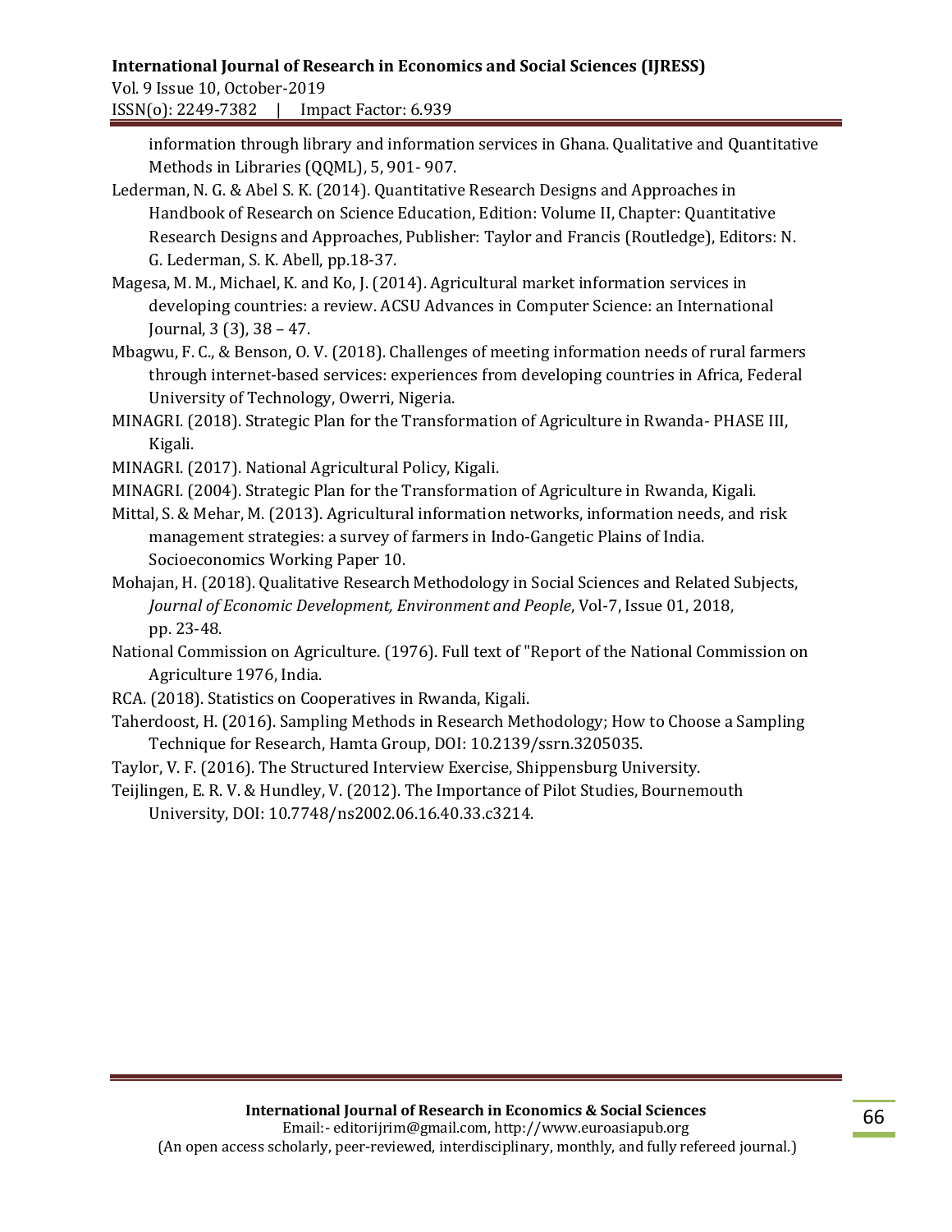information through library and information services in Ghana. Qualitative and Quantitative Methods in Libraries (QQML), 5, 901- 907.

Lederman, N. G. & Abel S. K. (2014). Quantitative Research Designs and Approaches in Handbook of Research on Science Education, Edition: Volume II, Chapter: Quantitative Research Designs and Approaches, Publisher: Taylor and Francis (Routledge), Editors: N. G. Lederman, S. K. Abell, pp.18-37.

Magesa, M. M., Michael, K. and Ko, J. (2014). Agricultural market information services in developing countries: a review. ACSU Advances in Computer Science: an International Journal, 3 (3), 38 – 47.

Mbagwu, F. C., & Benson, O. V. (2018). Challenges of meeting information needs of rural farmers through internet-based services: experiences from developing countries in Africa, Federal University of Technology, Owerri, Nigeria.

MINAGRI. (2018). Strategic Plan for the Transformation of Agriculture in Rwanda- PHASE III, Kigali.

MINAGRI. (2017). National Agricultural Policy, Kigali.

MINAGRI. (2004). Strategic Plan for the Transformation of Agriculture in Rwanda, Kigali.

Mittal, S. & Mehar, M. (2013). Agricultural information networks, information needs, and risk management strategies: a survey of farmers in Indo-Gangetic Plains of India. Socioeconomics Working Paper 10.

Mohajan, H. (2018). Qualitative Research Methodology in Social Sciences and Related Subjects, *Journal of Economic Development, Environment and People*, Vol-7, Issue 01, 2018, pp. 23-48.

National Commission on Agriculture. (1976). Full text of "Report of the National Commission on Agriculture 1976, India.

RCA. (2018). Statistics on Cooperatives in Rwanda, Kigali.

Taherdoost, H. (2016). Sampling Methods in Research Methodology; How to Choose a Sampling Technique for Research, Hamta Group, DOI: 10.2139/ssrn.3205035.

Taylor, V. F. (2016). The Structured Interview Exercise, Shippensburg University.

Teijlingen, E. R. V. & Hundley, V. (2012). The Importance of Pilot Studies, Bournemouth University, DOI: 10.7748/ns2002.06.16.40.33.c3214.